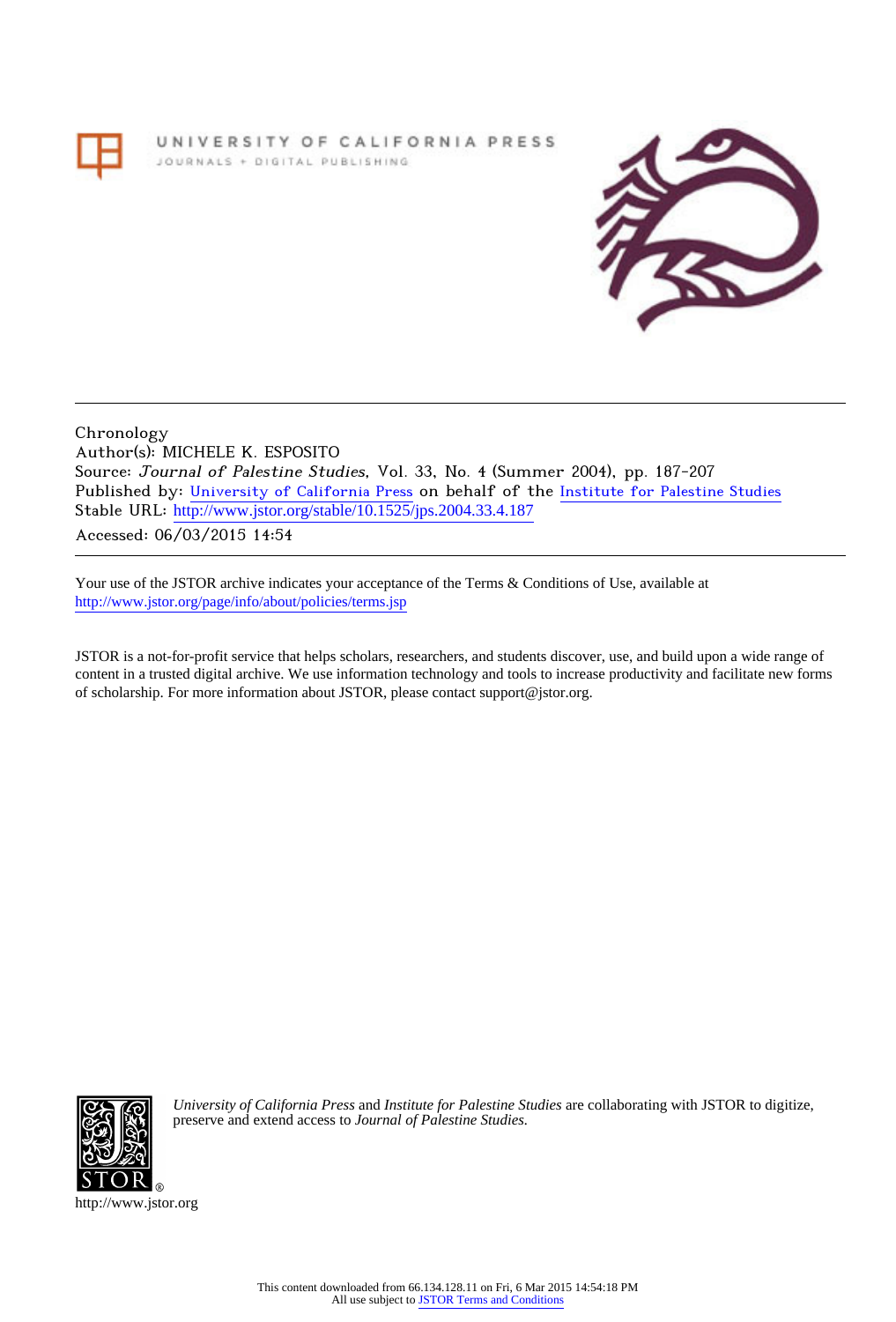UNIVERSITY OF CALIFORNIA PRESS

JOURNALS + DIGITAL PUBLISHING

Chronology

Author(s): MICHELE K. ESPOSITO

Source: *Journal of Palestine Studies*, Vol. 33, No. 4 (Summer 2004), pp. 187-207

Published by: University of California Press on behalf of the Institute for Palestine Studies

Stable URL: http://www.jstor.org/stable/10.1525/jps.2004.33.4.187

Accessed: 06/03/2015 14:54

---

Your use of the JSTOR archive indicates your acceptance of the Terms & Conditions of Use, available at http://www.jstor.org/page/info/about/policies/terms.jsp

JSTOR is a not-for-profit service that helps scholars, researchers, and students discover, use, and build upon a wide range of content in a trusted digital archive. We use information technology and tools to increase productivity and facilitate new forms of scholarship. For more information about JSTOR, please contact support@jstor.org.

*University of California Press* and *Institute for Palestine Studies* are collaborating with JSTOR to digitize, preserve and extend access to *Journal of Palestine Studies.*

http://www.jstor.org

This content downloaded from 66.134.128.11 on Fri, 6 Mar 2015 14:54:18 PM
All use subject to JSTOR Terms and Conditions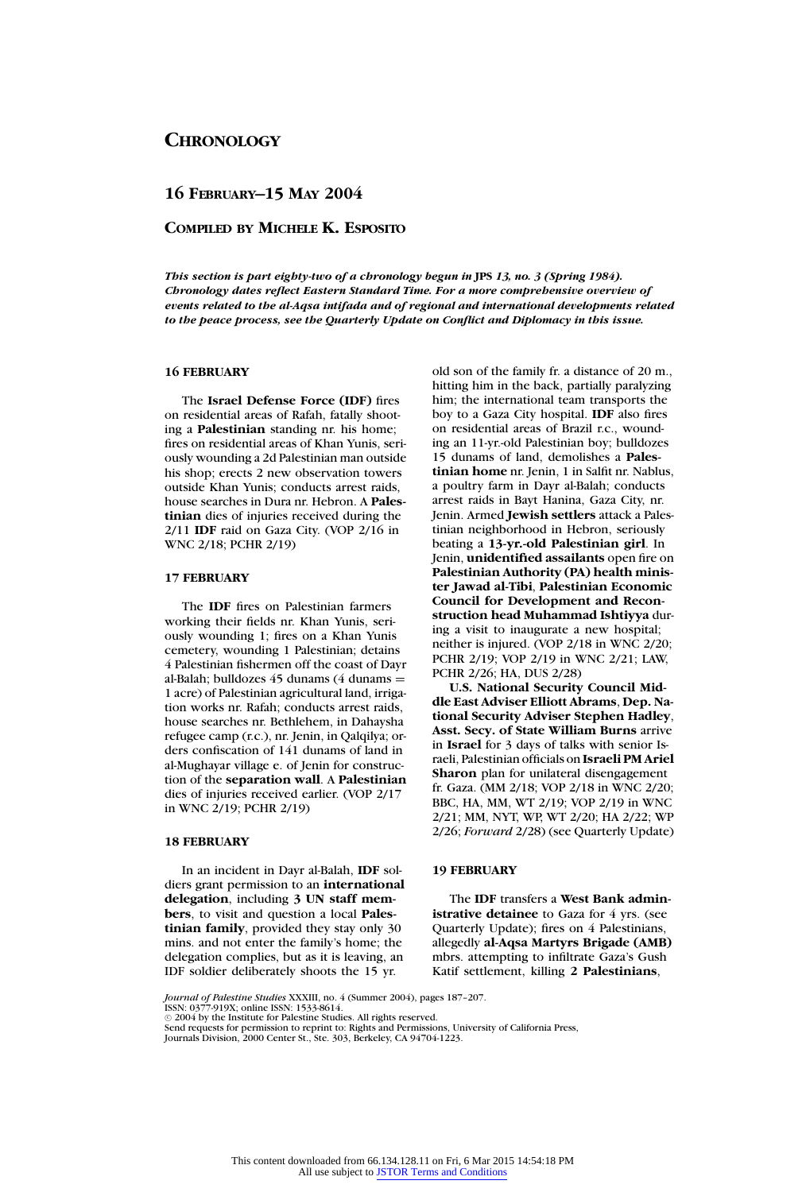# Chronology

## 16 February–15 May 2004

### Compiled by Michele K. Esposito

***This section is part eighty-two of a chronology begun in* JPS *13, no. 3 (Spring 1984). Chronology dates reflect Eastern Standard Time. For a more comprehensive overview of events related to the al-Aqsa intifada and of regional and international developments related to the peace process, see the Quarterly Update on Conflict and Diplomacy in this issue.***

#### 16 February

The **Israel Defense Force (IDF)** fires on residential areas of Rafah, fatally shooting a **Palestinian** standing nr. his home; fires on residential areas of Khan Yunis, seriously wounding a 2d Palestinian man outside his shop; erects 2 new observation towers outside Khan Yunis; conducts arrest raids, house searches in Dura nr. Hebron. A **Palestinian** dies of injuries received during the 2/11 **IDF** raid on Gaza City. (VOP 2/16 in WNC 2/18; PCHR 2/19)

#### 17 February

The **IDF** fires on Palestinian farmers working their fields nr. Khan Yunis, seriously wounding 1; fires on a Khan Yunis cemetery, wounding 1 Palestinian; detains 4 Palestinian fishermen off the coast of Dayr al-Balah; bulldozes 45 dunams (4 dunams = 1 acre) of Palestinian agricultural land, irrigation works nr. Rafah; conducts arrest raids, house searches nr. Bethlehem, in Dahaysha refugee camp (r.c.), nr. Jenin, in Qalqilya; orders confiscation of 141 dunams of land in al-Mughayar village e. of Jenin for construction of the **separation wall**. A **Palestinian** dies of injuries received earlier. (VOP 2/17 in WNC 2/19; PCHR 2/19)

#### 18 February

In an incident in Dayr al-Balah, **IDF** soldiers grant permission to an **international delegation**, including **3 UN staff members**, to visit and question a local **Palestinian family**, provided they stay only 30 mins. and not enter the family's home; the delegation complies, but as it is leaving, an IDF soldier deliberately shoots the 15 yr. old son of the family fr. a distance of 20 m., hitting him in the back, partially paralyzing him; the international team transports the boy to a Gaza City hospital. **IDF** also fires on residential areas of Brazil r.c., wounding an 11-yr.-old Palestinian boy; bulldozes 15 dunams of land, demolishes a **Palestinian home** nr. Jenin, 1 in Salfit nr. Nablus, a poultry farm in Dayr al-Balah; conducts arrest raids in Bayt Hanina, Gaza City, nr. Jenin. Armed **Jewish settlers** attack a Palestinian neighborhood in Hebron, seriously beating a **13-yr.-old Palestinian girl**. In Jenin, **unidentified assailants** open fire on **Palestinian Authority (PA) health minister Jawad al-Tibi**, **Palestinian Economic Council for Development and Reconstruction head Muhammad Ishtiyya** during a visit to inaugurate a new hospital; neither is injured. (VOP 2/18 in WNC 2/20; PCHR 2/19; VOP 2/19 in WNC 2/21; LAW, PCHR 2/26; HA, DUS 2/28)

**U.S. National Security Council Middle East Adviser Elliott Abrams**, **Dep. National Security Adviser Stephen Hadley**, **Asst. Secy. of State William Burns** arrive in **Israel** for 3 days of talks with senior Israeli, Palestinian officials on **Israeli PM Ariel Sharon** plan for unilateral disengagement fr. Gaza. (MM 2/18; VOP 2/18 in WNC 2/20; BBC, HA, MM, WT 2/19; VOP 2/19 in WNC 2/21; MM, NYT, WP, WT 2/20; HA 2/22; WP 2/26; *Forward* 2/28) (see Quarterly Update)

#### 19 February

The **IDF** transfers a **West Bank administrative detainee** to Gaza for 4 yrs. (see Quarterly Update); fires on 4 Palestinians, allegedly **al-Aqsa Martyrs Brigade (AMB)** mbrs. attempting to infiltrate Gaza's Gush Katif settlement, killing **2 Palestinians**,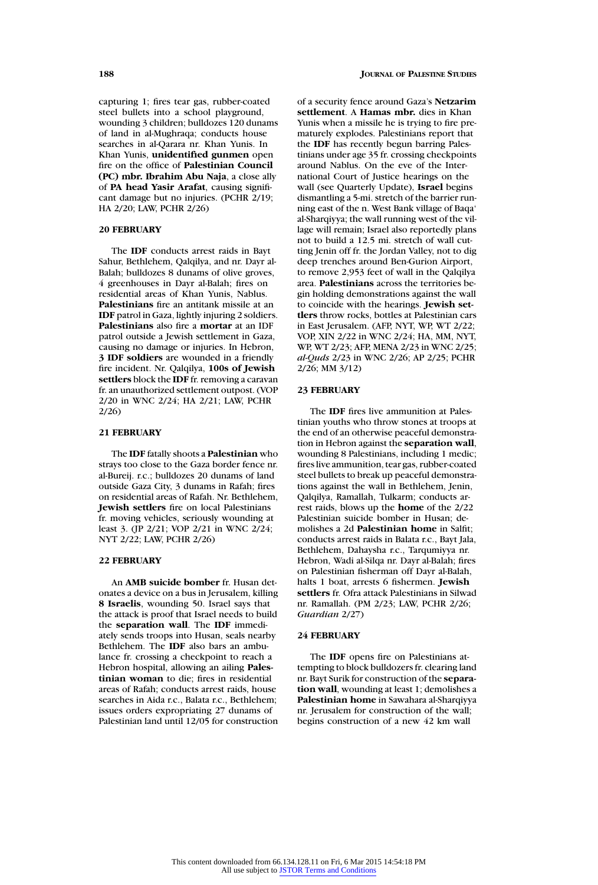capturing 1; fires tear gas, rubber-coated steel bullets into a school playground, wounding 3 children; bulldozes 120 dunams of land in al-Mughraqa; conducts house searches in al-Qarara nr. Khan Yunis. In Khan Yunis, **unidentified gunmen** open fire on the office of **Palestinian Council (PC) mbr. Ibrahim Abu Naja**, a close ally of **PA head Yasir Arafat**, causing significant damage but no injuries. (PCHR 2/19; HA 2/20; LAW, PCHR 2/26)

#### 20 FEBRUARY

The **IDF** conducts arrest raids in Bayt Sahur, Bethlehem, Qalqilya, and nr. Dayr al-Balah; bulldozes 8 dunams of olive groves, 4 greenhouses in Dayr al-Balah; fires on residential areas of Khan Yunis, Nablus. **Palestinians** fire an antitank missile at an **IDF** patrol in Gaza, lightly injuring 2 soldiers. **Palestinians** also fire a **mortar** at an IDF patrol outside a Jewish settlement in Gaza, causing no damage or injuries. In Hebron, **3 IDF soldiers** are wounded in a friendly fire incident. Nr. Qalqilya, **100s of Jewish settlers** block the **IDF** fr. removing a caravan fr. an unauthorized settlement outpost. (VOP 2/20 in WNC 2/24; HA 2/21; LAW, PCHR 2/26)

#### 21 FEBRUARY

The **IDF** fatally shoots a **Palestinian** who strays too close to the Gaza border fence nr. al-Bureij. r.c.; bulldozes 20 dunams of land outside Gaza City, 3 dunams in Rafah; fires on residential areas of Rafah. Nr. Bethlehem, **Jewish settlers** fire on local Palestinians fr. moving vehicles, seriously wounding at least 3. (JP 2/21; VOP 2/21 in WNC 2/24; NYT 2/22; LAW, PCHR 2/26)

#### 22 FEBRUARY

An **AMB suicide bomber** fr. Husan detonates a device on a bus in Jerusalem, killing **8 Israelis**, wounding 50. Israel says that the attack is proof that Israel needs to build the **separation wall**. The **IDF** immediately sends troops into Husan, seals nearby Bethlehem. The **IDF** also bars an ambulance fr. crossing a checkpoint to reach a Hebron hospital, allowing an ailing **Palestinian woman** to die; fires in residential areas of Rafah; conducts arrest raids, house searches in Aida r.c., Balata r.c., Bethlehem; issues orders expropriating 27 dunams of Palestinian land until 12/05 for construction of a security fence around Gaza's **Netzarim settlement**. A **Hamas mbr.** dies in Khan Yunis when a missile he is trying to fire prematurely explodes. Palestinians report that the **IDF** has recently begun barring Palestinians under age 35 fr. crossing checkpoints around Nablus. On the eve of the International Court of Justice hearings on the wall (see Quarterly Update), **Israel** begins dismantling a 5-mi. stretch of the barrier running east of the n. West Bank village of Baqa' al-Sharqiyya; the wall running west of the village will remain; Israel also reportedly plans not to build a 12.5 mi. stretch of wall cutting Jenin off fr. the Jordan Valley, not to dig deep trenches around Ben-Gurion Airport, to remove 2,953 feet of wall in the Qalqilya area. **Palestinians** across the territories begin holding demonstrations against the wall to coincide with the hearings. **Jewish settlers** throw rocks, bottles at Palestinian cars in East Jerusalem. (AFP, NYT, WP, WT 2/22; VOP, XIN 2/22 in WNC 2/24; HA, MM, NYT, WP, WT 2/23; AFP, MENA 2/23 in WNC 2/25; *al-Quds* 2/23 in WNC 2/26; AP 2/25; PCHR 2/26; MM 3/12)

#### 23 FEBRUARY

The **IDF** fires live ammunition at Palestinian youths who throw stones at troops at the end of an otherwise peaceful demonstration in Hebron against the **separation wall**, wounding 8 Palestinians, including 1 medic; fires live ammunition, tear gas, rubber-coated steel bullets to break up peaceful demonstrations against the wall in Bethlehem, Jenin, Qalqilya, Ramallah, Tulkarm; conducts arrest raids, blows up the **home** of the 2/22 Palestinian suicide bomber in Husan; demolishes a 2d **Palestinian home** in Salfit; conducts arrest raids in Balata r.c., Bayt Jala, Bethlehem, Dahaysha r.c., Tarqumiyya nr. Hebron, Wadi al-Silqa nr. Dayr al-Balah; fires on Palestinian fisherman off Dayr al-Balah, halts 1 boat, arrests 6 fishermen. **Jewish settlers** fr. Ofra attack Palestinians in Silwad nr. Ramallah. (PM 2/23; LAW, PCHR 2/26; *Guardian* 2/27)

#### 24 FEBRUARY

The **IDF** opens fire on Palestinians attempting to block bulldozers fr. clearing land nr. Bayt Surik for construction of the **separation wall**, wounding at least 1; demolishes a **Palestinian home** in Sawahara al-Sharqiyya nr. Jerusalem for construction of the wall; begins construction of a new 42 km wall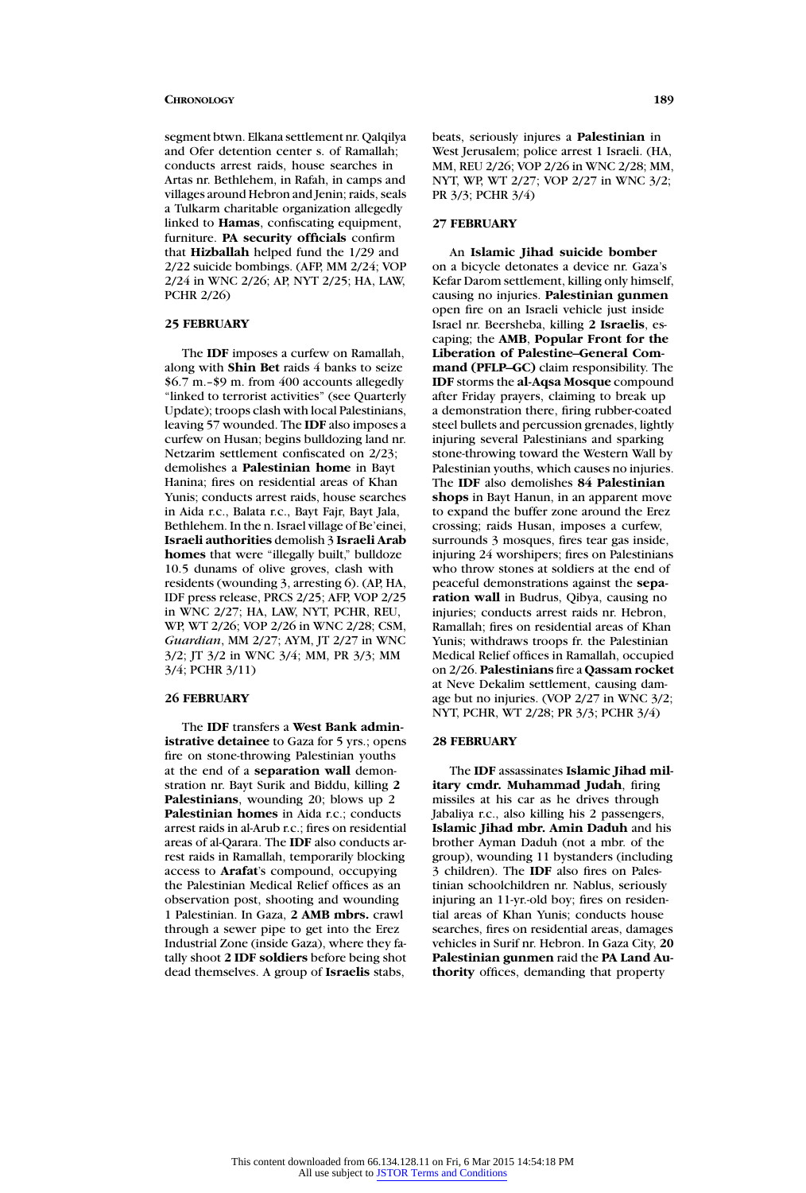segment btwn. Elkana settlement nr. Qalqilya and Ofer detention center s. of Ramallah; conducts arrest raids, house searches in Artas nr. Bethlehem, in Rafah, in camps and villages around Hebron and Jenin; raids, seals a Tulkarm charitable organization allegedly linked to **Hamas**, confiscating equipment, furniture. **PA security officials** confirm that **Hizballah** helped fund the 1/29 and 2/22 suicide bombings. (AFP, MM 2/24; VOP 2/24 in WNC 2/26; AP, NYT 2/25; HA, LAW, PCHR 2/26)

#### 25 FEBRUARY

The **IDF** imposes a curfew on Ramallah, along with **Shin Bet** raids 4 banks to seize $6.7 m.–$9 m. from 400 accounts allegedly "linked to terrorist activities" (see Quarterly Update); troops clash with local Palestinians, leaving 57 wounded. The **IDF** also imposes a curfew on Husan; begins bulldozing land nr. Netzarim settlement confiscated on 2/23; demolishes a **Palestinian home** in Bayt Hanina; fires on residential areas of Khan Yunis; conducts arrest raids, house searches in Aida r.c., Balata r.c., Bayt Fajr, Bayt Jala, Bethlehem. In the n. Israel village of Be'einei, **Israeli authorities** demolish 3 **Israeli Arab homes** that were "illegally built," bulldoze 10.5 dunams of olive groves, clash with residents (wounding 3, arresting 6). (AP, HA, IDF press release, PRCS 2/25; AFP, VOP 2/25 in WNC 2/27; HA, LAW, NYT, PCHR, REU, WP, WT 2/26; VOP 2/26 in WNC 2/28; CSM, *Guardian*, MM 2/27; AYM, JT 2/27 in WNC 3/2; JT 3/2 in WNC 3/4; MM, PR 3/3; MM 3/4; PCHR 3/11)

#### 26 FEBRUARY

The **IDF** transfers a **West Bank administrative detainee** to Gaza for 5 yrs.; opens fire on stone-throwing Palestinian youths at the end of a **separation wall** demonstration nr. Bayt Surik and Biddu, killing **2 Palestinians**, wounding 20; blows up 2 **Palestinian homes** in Aida r.c.; conducts arrest raids in al-Arub r.c.; fires on residential areas of al-Qarara. The **IDF** also conducts arrest raids in Ramallah, temporarily blocking access to **Arafat**'s compound, occupying the Palestinian Medical Relief offices as an observation post, shooting and wounding 1 Palestinian. In Gaza, **2 AMB mbrs.** crawl through a sewer pipe to get into the Erez Industrial Zone (inside Gaza), where they fatally shoot **2 IDF soldiers** before being shot dead themselves. A group of **Israelis** stabs, beats, seriously injures a **Palestinian** in West Jerusalem; police arrest 1 Israeli. (HA, MM, REU 2/26; VOP 2/26 in WNC 2/28; MM, NYT, WP, WT 2/27; VOP 2/27 in WNC 3/2; PR 3/3; PCHR 3/4)

#### 27 FEBRUARY

An **Islamic Jihad suicide bomber** on a bicycle detonates a device nr. Gaza's Kefar Darom settlement, killing only himself, causing no injuries. **Palestinian gunmen** open fire on an Israeli vehicle just inside Israel nr. Beersheba, killing **2 Israelis**, escaping; the **AMB**, **Popular Front for the Liberation of Palestine–General Command (PFLP–GC)** claim responsibility. The **IDF** storms the **al-Aqsa Mosque** compound after Friday prayers, claiming to break up a demonstration there, firing rubber-coated steel bullets and percussion grenades, lightly injuring several Palestinians and sparking stone-throwing toward the Western Wall by Palestinian youths, which causes no injuries. The **IDF** also demolishes **84 Palestinian shops** in Bayt Hanun, in an apparent move to expand the buffer zone around the Erez crossing; raids Husan, imposes a curfew, surrounds 3 mosques, fires tear gas inside, injuring 24 worshipers; fires on Palestinians who throw stones at soldiers at the end of peaceful demonstrations against the **separation wall** in Budrus, Qibya, causing no injuries; conducts arrest raids nr. Hebron, Ramallah; fires on residential areas of Khan Yunis; withdraws troops fr. the Palestinian Medical Relief offices in Ramallah, occupied on 2/26. **Palestinians** fire a **Qassam rocket** at Neve Dekalim settlement, causing damage but no injuries. (VOP 2/27 in WNC 3/2; NYT, PCHR, WT 2/28; PR 3/3; PCHR 3/4)

#### 28 FEBRUARY

The **IDF** assassinates **Islamic Jihad military cmdr. Muhammad Judah**, firing missiles at his car as he drives through Jabaliya r.c., also killing his 2 passengers, **Islamic Jihad mbr. Amin Daduh** and his brother Ayman Daduh (not a mbr. of the group), wounding 11 bystanders (including 3 children). The **IDF** also fires on Palestinian schoolchildren nr. Nablus, seriously injuring an 11-yr.-old boy; fires on residential areas of Khan Yunis; conducts house searches, fires on residential areas, damages vehicles in Surif nr. Hebron. In Gaza City, **20 Palestinian gunmen** raid the **PA Land Authority** offices, demanding that property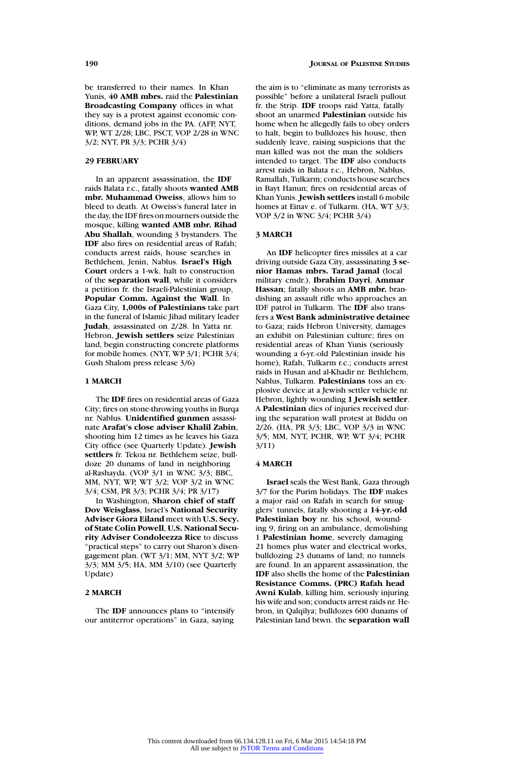be transferred to their names. In Khan Yunis, **40 AMB mbrs.** raid the **Palestinian Broadcasting Company** offices in what they say is a protest against economic conditions, demand jobs in the PA. (AFP, NYT, WP, WT 2/28; LBC, PSCT, VOP 2/28 in WNC 3/2; NYT, PR 3/3; PCHR 3/4)

### 29 FEBRUARY

In an apparent assassination, the **IDF** raids Balata r.c., fatally shoots **wanted AMB mbr. Muhammad Oweiss**, allows him to bleed to death. At Oweiss's funeral later in the day, the IDF fires on mourners outside the mosque, killing **wanted AMB mbr. Rihad Abu Shallah**, wounding 3 bystanders. The **IDF** also fires on residential areas of Rafah; conducts arrest raids, house searches in Bethlehem, Jenin, Nablus. **Israel's High Court** orders a 1-wk. halt to construction of the **separation wall**, while it considers a petition fr. the Israeli-Palestinian group, **Popular Comm. Against the Wall**. In Gaza City, **1,000s of Palestinians** take part in the funeral of Islamic Jihad military leader **Judah**, assassinated on 2/28. In Yatta nr. Hebron, **Jewish settlers** seize Palestinian land, begin constructing concrete platforms for mobile homes. (NYT, WP 3/1; PCHR 3/4; Gush Shalom press release 3/6)

### 1 MARCH

The **IDF** fires on residential areas of Gaza City; fires on stone-throwing youths in Burqa nr. Nablus. **Unidentified gunmen** assassinate **Arafat's close adviser Khalil Zabin**, shooting him 12 times as he leaves his Gaza City office (see Quarterly Update). **Jewish settlers** fr. Tekoa nr. Bethlehem seize, bulldoze 20 dunams of land in neighboring al-Rashayda. (VOP 3/1 in WNC 3/3; BBC, MM, NYT, WP, WT 3/2; VOP 3/2 in WNC 3/4; CSM, PR 3/3; PCHR 3/4; PR 3/17)

In Washington, **Sharon chief of staff Dov Weisglass**, Israel's **National Security Adviser Giora Eiland** meet with **U.S. Secy. of State Colin Powell**, **U.S. National Security Adviser Condoleezza Rice** to discuss "practical steps" to carry out Sharon's disengagement plan. (WT 3/1; MM, NYT 3/2; WP 3/3; MM 3/5; HA, MM 3/10) (see Quarterly Update)

### 2 MARCH

The **IDF** announces plans to "intensify our antiterror operations" in Gaza, saying the aim is to "eliminate as many terrorists as possible" before a unilateral Israeli pullout fr. the Strip. **IDF** troops raid Yatta, fatally shoot an unarmed **Palestinian** outside his home when he allegedly fails to obey orders to halt, begin to bulldozes his house, then suddenly leave, raising suspicions that the man killed was not the man the soldiers intended to target. The **IDF** also conducts arrest raids in Balata r.c., Hebron, Nablus, Ramallah, Tulkarm; conducts house searches in Bayt Hanun; fires on residential areas of Khan Yunis. **Jewish settlers** install 6 mobile homes at Einav e. of Tulkarm. (HA, WT 3/3; VOP 3/2 in WNC 3/4; PCHR 3/4)

### 3 MARCH

An **IDF** helicopter fires missiles at a car driving outside Gaza City, assassinating **3 senior Hamas mbrs. Tarad Jamal** (local military cmdr.), **Ibrahim Dayri**, **Ammar Hassan**; fatally shoots an **AMB mbr.** brandishing an assault rifle who approaches an IDF patrol in Tulkarm. The **IDF** also transfers a **West Bank administrative detainee** to Gaza; raids Hebron University, damages an exhibit on Palestinian culture; fires on residential areas of Khan Yunis (seriously wounding a 6-yr.-old Palestinian inside his home), Rafah, Tulkarm r.c.; conducts arrest raids in Husan and al-Khadir nr. Bethlehem, Nablus, Tulkarm. **Palestinians** toss an explosive device at a Jewish settler vehicle nr. Hebron, lightly wounding **1 Jewish settler**. A **Palestinian** dies of injuries received during the separation wall protest at Biddu on 2/26. (HA, PR 3/3; LBC, VOP 3/3 in WNC 3/5; MM, NYT, PCHR, WP, WT 3/4; PCHR 3/11)

### 4 MARCH

**Israel** seals the West Bank, Gaza through 3/7 for the Purim holidays. The **IDF** makes a major raid on Rafah in search for smugglers' tunnels, fatally shooting a **14-yr.-old Palestinian boy** nr. his school, wounding 9, firing on an ambulance, demolishing 1 **Palestinian home**, severely damaging 21 homes plus water and electrical works, bulldozing 23 dunams of land; no tunnels are found. In an apparent assassination, the **IDF** also shells the home of the **Palestinian Resistance Comms. (PRC) Rafah head Awni Kulab**, killing him, seriously injuring his wife and son; conducts arrest raids nr. Hebron, in Qalqilya; bulldozes 600 dunams of Palestinian land btwn. the **separation wall**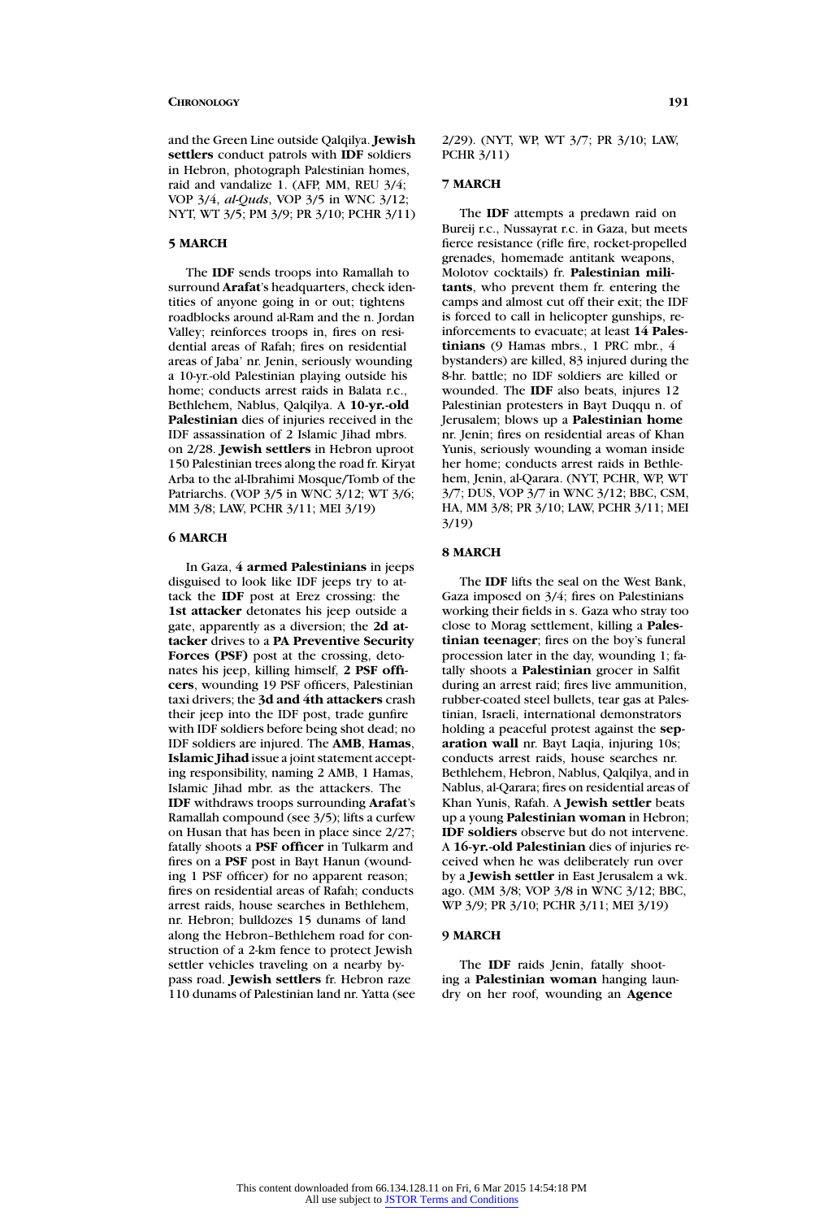and the Green Line outside Qalqilya. **Jewish settlers** conduct patrols with **IDF** soldiers in Hebron, photograph Palestinian homes, raid and vandalize 1. (AFP, MM, REU 3/4; VOP 3/4, *al-Quds*, VOP 3/5 in WNC 3/12; NYT, WT 3/5; PM 3/9; PR 3/10; PCHR 3/11)

### 5 MARCH

The **IDF** sends troops into Ramallah to surround **Arafat**'s headquarters, check identities of anyone going in or out; tightens roadblocks around al-Ram and the n. Jordan Valley; reinforces troops in, fires on residential areas of Rafah; fires on residential areas of Jaba' nr. Jenin, seriously wounding a 10-yr.-old Palestinian playing outside his home; conducts arrest raids in Balata r.c., Bethlehem, Nablus, Qalqilya. A **10-yr.-old Palestinian** dies of injuries received in the IDF assassination of 2 Islamic Jihad mbrs. on 2/28. **Jewish settlers** in Hebron uproot 150 Palestinian trees along the road fr. Kiryat Arba to the al-Ibrahimi Mosque/Tomb of the Patriarchs. (VOP 3/5 in WNC 3/12; WT 3/6; MM 3/8; LAW, PCHR 3/11; MEI 3/19)

### 6 MARCH

In Gaza, 4 **armed Palestinians** in jeeps disguised to look like IDF jeeps try to attack the **IDF** post at Erez crossing: the **1st attacker** detonates his jeep outside a gate, apparently as a diversion; the **2d attacker** drives to a **PA Preventive Security Forces (PSF)** post at the crossing, detonates his jeep, killing himself, **2 PSF officers**, wounding 19 PSF officers, Palestinian taxi drivers; the **3d and 4th attackers** crash their jeep into the IDF post, trade gunfire with IDF soldiers before being shot dead; no IDF soldiers are injured. The **AMB**, **Hamas**, **Islamic Jihad** issue a joint statement accepting responsibility, naming 2 AMB, 1 Hamas, Islamic Jihad mbr. as the attackers. The **IDF** withdraws troops surrounding **Arafat**'s Ramallah compound (see 3/5); lifts a curfew on Husan that has been in place since 2/27; fatally shoots a **PSF officer** in Tulkarm and fires on a **PSF** post in Bayt Hanun (wounding 1 PSF officer) for no apparent reason; fires on residential areas of Rafah; conducts arrest raids, house searches in Bethlehem, nr. Hebron; bulldozes 15 dunams of land along the Hebron–Bethlehem road for construction of a 2-km fence to protect Jewish settler vehicles traveling on a nearby bypass road. **Jewish settlers** fr. Hebron raze 110 dunams of Palestinian land nr. Yatta (see 2/29). (NYT, WP, WT 3/7; PR 3/10; LAW, PCHR 3/11)

### 7 MARCH

The **IDF** attempts a predawn raid on Bureij r.c., Nussayrat r.c. in Gaza, but meets fierce resistance (rifle fire, rocket-propelled grenades, homemade antitank weapons, Molotov cocktails) fr. **Palestinian militants**, who prevent them fr. entering the camps and almost cut off their exit; the IDF is forced to call in helicopter gunships, reinforcements to evacuate; at least **14 Palestinians** (9 Hamas mbrs., 1 PRC mbr., 4 bystanders) are killed, 83 injured during the 8-hr. battle; no IDF soldiers are killed or wounded. The **IDF** also beats, injures 12 Palestinian protesters in Bayt Duqqu n. of Jerusalem; blows up a **Palestinian home** nr. Jenin; fires on residential areas of Khan Yunis, seriously wounding a woman inside her home; conducts arrest raids in Bethlehem, Jenin, al-Qarara. (NYT, PCHR, WP, WT 3/7; DUS, VOP 3/7 in WNC 3/12; BBC, CSM, HA, MM 3/8; PR 3/10; LAW, PCHR 3/11; MEI 3/19)

### 8 MARCH

The **IDF** lifts the seal on the West Bank, Gaza imposed on 3/4; fires on Palestinians working their fields in s. Gaza who stray too close to Morag settlement, killing a **Palestinian teenager**; fires on the boy's funeral procession later in the day, wounding 1; fatally shoots a **Palestinian** grocer in Salfit during an arrest raid; fires live ammunition, rubber-coated steel bullets, tear gas at Palestinian, Israeli, international demonstrators holding a peaceful protest against the **separation wall** nr. Bayt Laqia, injuring 10s; conducts arrest raids, house searches nr. Bethlehem, Hebron, Nablus, Qalqilya, and in Nablus, al-Qarara; fires on residential areas of Khan Yunis, Rafah. A **Jewish settler** beats up a young **Palestinian woman** in Hebron; **IDF soldiers** observe but do not intervene. A **16-yr.-old Palestinian** dies of injuries received when he was deliberately run over by a **Jewish settler** in East Jerusalem a wk. ago. (MM 3/8; VOP 3/8 in WNC 3/12; BBC, WP 3/9; PR 3/10; PCHR 3/11; MEI 3/19)

### 9 MARCH

The **IDF** raids Jenin, fatally shooting a **Palestinian woman** hanging laundry on her roof, wounding an **Agence**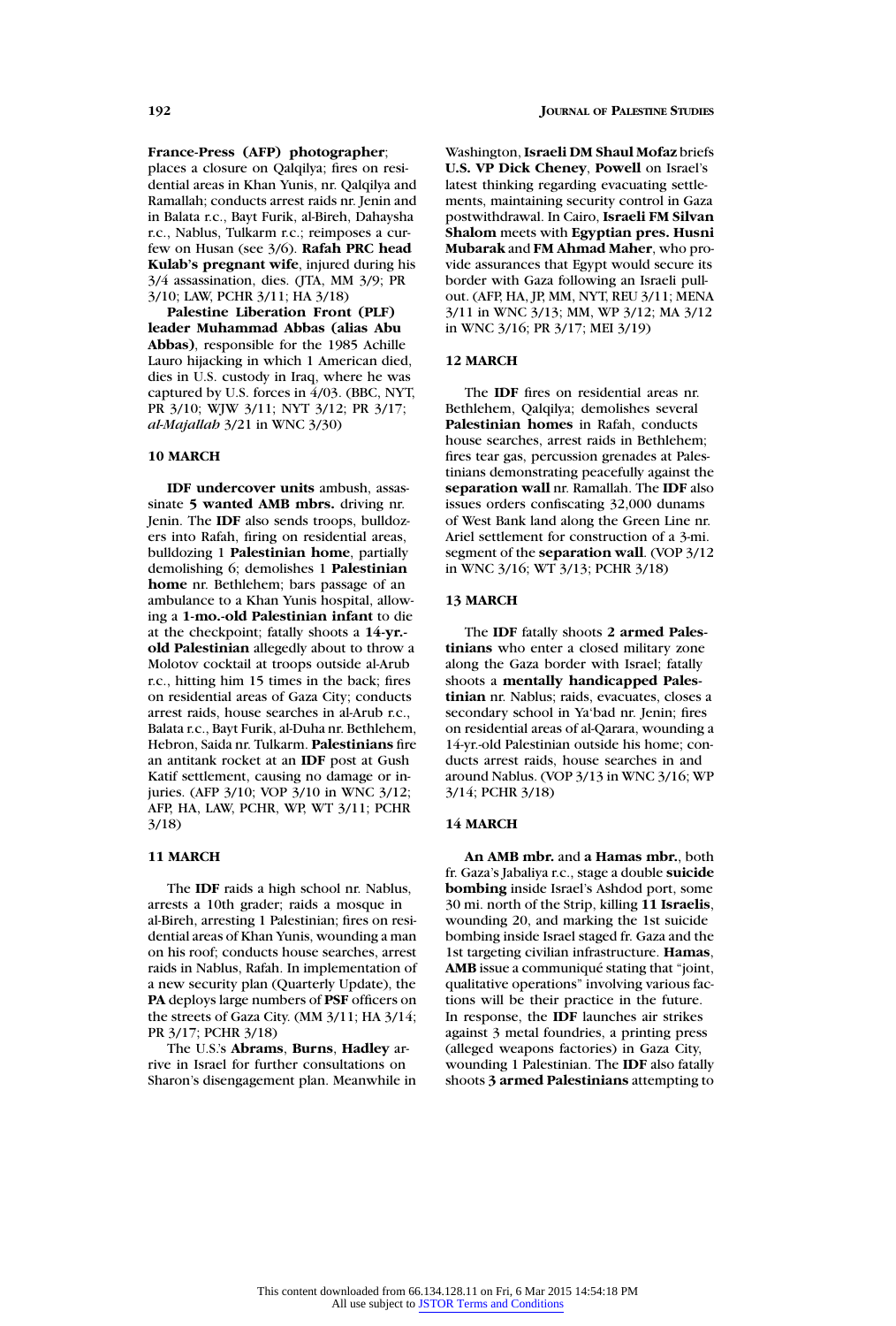**France-Presse (AFP) photographer**; places a closure on Qalqilya; fires on residential areas in Khan Yunis, nr. Qalqilya and Ramallah; conducts arrest raids nr. Jenin and in Balata r.c., Bayt Furik, al-Bireh, Dahaysha r.c., Nablus, Tulkarm r.c.; reimposes a curfew on Husan (see 3/6). **Rafah PRC head Kulab's pregnant wife**, injured during his 3/4 assassination, dies. (JTA, MM 3/9; PR 3/10; LAW, PCHR 3/11; HA 3/18)

**Palestine Liberation Front (PLF) leader Muhammad Abbas (alias Abu Abbas)**, responsible for the 1985 Achille Lauro hijacking in which 1 American died, dies in U.S. custody in Iraq, where he was captured by U.S. forces in 4/03. (BBC, NYT, PR 3/10; WJW 3/11; NYT 3/12; PR 3/17; *al-Majallah* 3/21 in WNC 3/30)

#### 10 MARCH

**IDF undercover units** ambush, assassinate **5 wanted AMB mbrs.** driving nr. Jenin. The **IDF** also sends troops, bulldozers into Rafah, firing on residential areas, bulldozing 1 **Palestinian home**, partially demolishing 6; demolishes 1 **Palestinian home** nr. Bethlehem; bars passage of an ambulance to a Khan Yunis hospital, allowing a **1-mo.-old Palestinian infant** to die at the checkpoint; fatally shoots a **14-yr.-old Palestinian** allegedly about to throw a Molotov cocktail at troops outside al-Arub r.c., hitting him 15 times in the back; fires on residential areas of Gaza City; conducts arrest raids, house searches in al-Arub r.c., Balata r.c., Bayt Furik, al-Duha nr. Bethlehem, Hebron, Saida nr. Tulkarm. **Palestinians** fire an antitank rocket at an **IDF** post at Gush Katif settlement, causing no damage or injuries. (AFP 3/10; VOP 3/10 in WNC 3/12; AFP, HA, LAW, PCHR, WP, WT 3/11; PCHR 3/18)

#### 11 MARCH

The **IDF** raids a high school nr. Nablus, arrests a 10th grader; raids a mosque in al-Bireh, arresting 1 Palestinian; fires on residential areas of Khan Yunis, wounding a man on his roof; conducts house searches, arrest raids in Nablus, Rafah. In implementation of a new security plan (Quarterly Update), the **PA** deploys large numbers of **PSF** officers on the streets of Gaza City. (MM 3/11; HA 3/14; PR 3/17; PCHR 3/18)

The U.S.'s **Abrams**, **Burns**, **Hadley** arrive in Israel for further consultations on Sharon's disengagement plan. Meanwhile in Washington, **Israeli DM Shaul Mofaz** briefs **U.S. VP Dick Cheney**, **Powell** on Israel's latest thinking regarding evacuating settlements, maintaining security control in Gaza postwithdrawal. In Cairo, **Israeli FM Silvan Shalom** meets with **Egyptian pres. Husni Mubarak** and **FM Ahmad Maher**, who provide assurances that Egypt would secure its border with Gaza following an Israeli pullout. (AFP, HA, JP, MM, NYT, REU 3/11; MENA 3/11 in WNC 3/13; MM, WP 3/12; MA 3/12 in WNC 3/16; PR 3/17; MEI 3/19)

#### 12 MARCH

The **IDF** fires on residential areas nr. Bethlehem, Qalqilya; demolishes several **Palestinian homes** in Rafah, conducts house searches, arrest raids in Bethlehem; fires tear gas, percussion grenades at Palestinians demonstrating peacefully against the **separation wall** nr. Ramallah. The **IDF** also issues orders confiscating 32,000 dunams of West Bank land along the Green Line nr. Ariel settlement for construction of a 3-mi. segment of the **separation wall**. (VOP 3/12 in WNC 3/16; WT 3/13; PCHR 3/18)

#### 13 MARCH

The **IDF** fatally shoots **2 armed Palestinians** who enter a closed military zone along the Gaza border with Israel; fatally shoots a **mentally handicapped Palestinian** nr. Nablus; raids, evacuates, closes a secondary school in Ya'bad nr. Jenin; fires on residential areas of al-Qarara, wounding a 14-yr.-old Palestinian outside his home; conducts arrest raids, house searches in and around Nablus. (VOP 3/13 in WNC 3/16; WP 3/14; PCHR 3/18)

#### 14 MARCH

**An AMB mbr.** and **a Hamas mbr.**, both fr. Gaza's Jabaliya r.c., stage a double **suicide bombing** inside Israel's Ashdod port, some 30 mi. north of the Strip, killing **11 Israelis**, wounding 20, and marking the 1st suicide bombing inside Israel staged fr. Gaza and the 1st targeting civilian infrastructure. **Hamas**, **AMB** issue a communiqué stating that "joint, qualitative operations" involving various factions will be their practice in the future. In response, the **IDF** launches air strikes against 3 metal foundries, a printing press (alleged weapons factories) in Gaza City, wounding 1 Palestinian. The **IDF** also fatally shoots **3 armed Palestinians** attempting to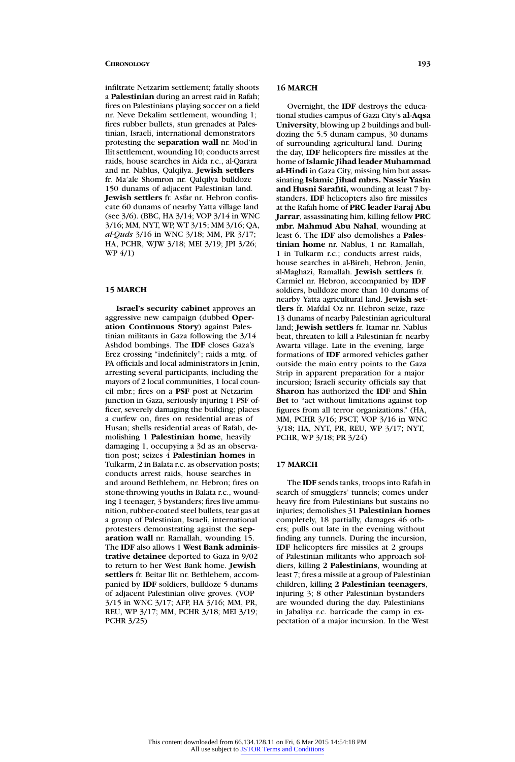infiltrate Netzarim settlement; fatally shoots a **Palestinian** during an arrest raid in Rafah; fires on Palestinians playing soccer on a field nr. Neve Dekalim settlement, wounding 1; fires rubber bullets, stun grenades at Palestinian, Israeli, international demonstrators protesting the **separation wall** nr. Mod'in Ilit settlement, wounding 10; conducts arrest raids, house searches in Aida r.c., al-Qarara and nr. Nablus, Qalqilya. **Jewish settlers** fr. Ma'ale Shomron nr. Qalqilya bulldoze 150 dunams of adjacent Palestinian land. **Jewish settlers** fr. Asfar nr. Hebron confiscate 60 dunams of nearby Yatta village land (see 3/6). (BBC, HA 3/14; VOP 3/14 in WNC 3/16; MM, NYT, WP, WT 3/15; MM 3/16; QA, *al-Quds* 3/16 in WNC 3/18; MM, PR 3/17; HA, PCHR, WJW 3/18; MEI 3/19; JPI 3/26; WP 4/1)

### 15 MARCH

**Israel's security cabinet** approves an aggressive new campaign (dubbed **Operation Continuous Story**) against Palestinian militants in Gaza following the 3/14 Ashdod bombings. The **IDF** closes Gaza's Erez crossing "indefinitely"; raids a mtg. of PA officials and local administrators in Jenin, arresting several participants, including the mayors of 2 local communities, 1 local council mbr.; fires on a **PSF** post at Netzarim junction in Gaza, seriously injuring 1 PSF officer, severely damaging the building; places a curfew on, fires on residential areas of Husan; shells residential areas of Rafah, demolishing 1 **Palestinian home**, heavily damaging 1, occupying a 3d as an observation post; seizes 4 **Palestinian homes** in Tulkarm, 2 in Balata r.c. as observation posts; conducts arrest raids, house searches in and around Bethlehem, nr. Hebron; fires on stone-throwing youths in Balata r.c., wounding 1 teenager, 3 bystanders; fires live ammunition, rubber-coated steel bullets, tear gas at a group of Palestinian, Israeli, international protesters demonstrating against the **separation wall** nr. Ramallah, wounding 15. The **IDF** also allows 1 **West Bank administrative detainee** deported to Gaza in 9/02 to return to her West Bank home. **Jewish settlers** fr. Beitar Ilit nr. Bethlehem, accompanied by **IDF** soldiers, bulldoze 5 dunams of adjacent Palestinian olive groves. (VOP 3/15 in WNC 3/17; AFP, HA 3/16; MM, PR, REU, WP 3/17; MM, PCHR 3/18; MEI 3/19; PCHR 3/25)

### 16 MARCH

Overnight, the **IDF** destroys the educational studies campus of Gaza City's **al-Aqsa University**, blowing up 2 buildings and bulldozing the 5.5 dunam campus, 30 dunams of surrounding agricultural land. During the day, **IDF** helicopters fire missiles at the home of **Islamic Jihad leader Muhammad al-Hindi** in Gaza City, missing him but assassinating **Islamic Jihad mbrs. Nassir Yasin and Husni Sarafiti,** wounding at least 7 bystanders. **IDF** helicopters also fire missiles at the Rafah home of **PRC leader Faraj Abu Jarrar**, assassinating him, killing fellow **PRC mbr. Mahmud Abu Nahal**, wounding at least 6. The **IDF** also demolishes a **Palestinian home** nr. Nablus, 1 nr. Ramallah, 1 in Tulkarm r.c.; conducts arrest raids, house searches in al-Bireh, Hebron, Jenin, al-Maghazi, Ramallah. **Jewish settlers** fr. Carmiel nr. Hebron, accompanied by **IDF** soldiers, bulldoze more than 10 dunams of nearby Yatta agricultural land. **Jewish settlers** fr. Mafdal Oz nr. Hebron seize, raze 13 dunams of nearby Palestinian agricultural land; **Jewish settlers** fr. Itamar nr. Nablus beat, threaten to kill a Palestinian fr. nearby Awarta village. Late in the evening, large formations of **IDF** armored vehicles gather outside the main entry points to the Gaza Strip in apparent preparation for a major incursion; Israeli security officials say that **Sharon** has authorized the **IDF** and **Shin Bet** to "act without limitations against top figures from all terror organizations." (HA, MM, PCHR 3/16; PSCT, VOP 3/16 in WNC 3/18; HA, NYT, PR, REU, WP 3/17; NYT, PCHR, WP 3/18; PR 3/24)

### 17 MARCH

The **IDF** sends tanks, troops into Rafah in search of smugglers' tunnels; comes under heavy fire from Palestinians but sustains no injuries; demolishes 31 **Palestinian homes** completely, 18 partially, damages 46 others; pulls out late in the evening without finding any tunnels. During the incursion, **IDF** helicopters fire missiles at 2 groups of Palestinian militants who approach soldiers, killing **2 Palestinians**, wounding at least 7; fires a missile at a group of Palestinian children, killing **2 Palestinian teenagers**, injuring 3; 8 other Palestinian bystanders are wounded during the day. Palestinians in Jabaliya r.c. barricade the camp in expectation of a major incursion. In the West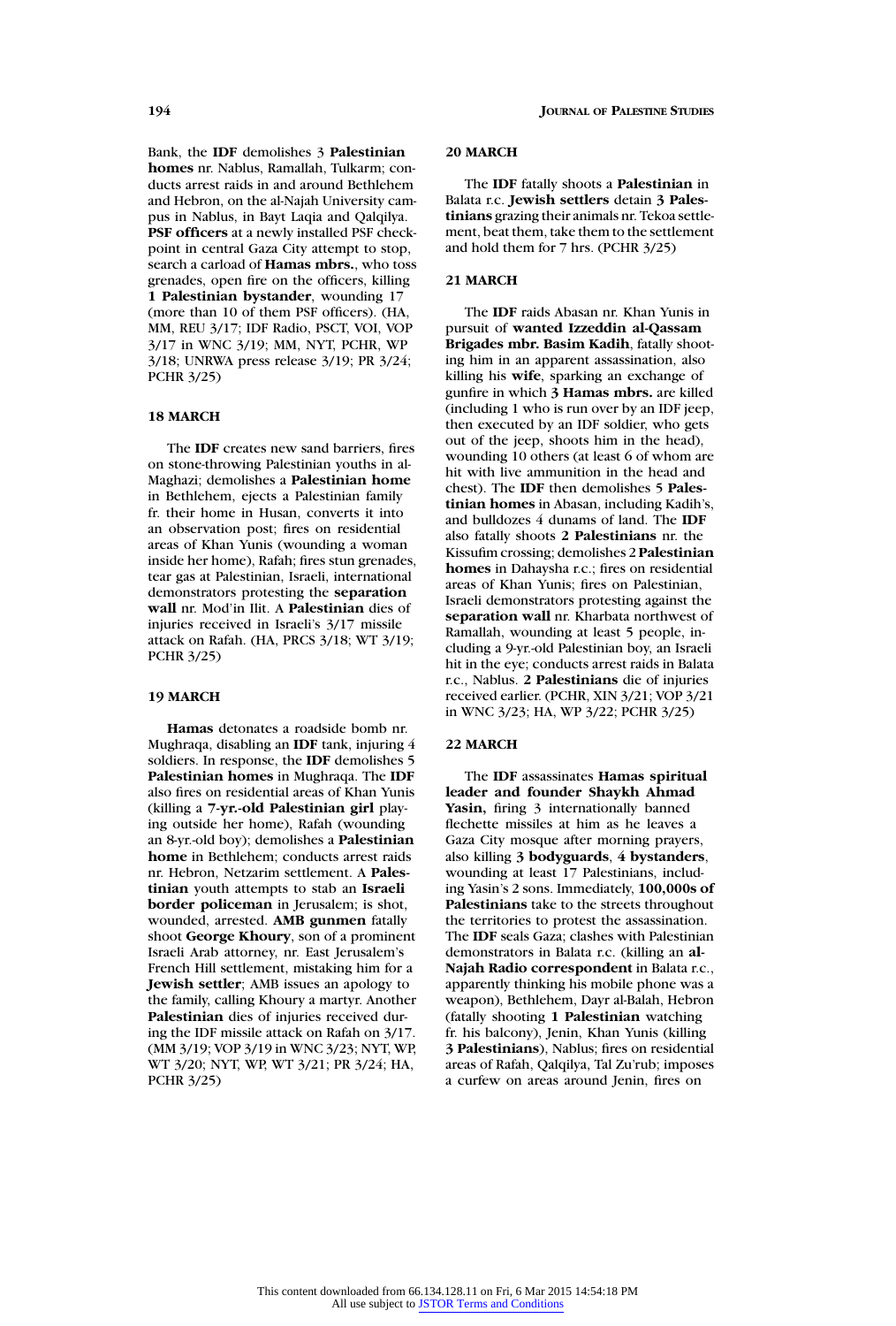Bank, the **IDF** demolishes 3 **Palestinian homes** nr. Nablus, Ramallah, Tulkarm; conducts arrest raids in and around Bethlehem and Hebron, on the al-Najah University campus in Nablus, in Bayt Laqia and Qalqilya. **PSF officers** at a newly installed PSF checkpoint in central Gaza City attempt to stop, search a carload of **Hamas mbrs.**, who toss grenades, open fire on the officers, killing **1 Palestinian bystander**, wounding 17 (more than 10 of them PSF officers). (HA, MM, REU 3/17; IDF Radio, PSCT, VOI, VOP 3/17 in WNC 3/19; MM, NYT, PCHR, WP 3/18; UNRWA press release 3/19; PR 3/24; PCHR 3/25)

#### 18 MARCH

The **IDF** creates new sand barriers, fires on stone-throwing Palestinian youths in al-Maghazi; demolishes a **Palestinian home** in Bethlehem, ejects a Palestinian family fr. their home in Husan, converts it into an observation post; fires on residential areas of Khan Yunis (wounding a woman inside her home), Rafah; fires stun grenades, tear gas at Palestinian, Israeli, international demonstrators protesting the **separation wall** nr. Mod'in Ilit. A **Palestinian** dies of injuries received in Israeli's 3/17 missile attack on Rafah. (HA, PRCS 3/18; WT 3/19; PCHR 3/25)

#### 19 MARCH

**Hamas** detonates a roadside bomb nr. Mughraqa, disabling an **IDF** tank, injuring 4 soldiers. In response, the **IDF** demolishes 5 **Palestinian homes** in Mughraqa. The **IDF** also fires on residential areas of Khan Yunis (killing a **7-yr.-old Palestinian girl** playing outside her home), Rafah (wounding an 8-yr.-old boy); demolishes a **Palestinian home** in Bethlehem; conducts arrest raids nr. Hebron, Netzarim settlement. A **Palestinian** youth attempts to stab an **Israeli border policeman** in Jerusalem; is shot, wounded, arrested. **AMB gunmen** fatally shoot **George Khoury**, son of a prominent Israeli Arab attorney, nr. East Jerusalem's French Hill settlement, mistaking him for a **Jewish settler**; AMB issues an apology to the family, calling Khoury a martyr. Another **Palestinian** dies of injuries received during the IDF missile attack on Rafah on 3/17. (MM 3/19; VOP 3/19 in WNC 3/23; NYT, WP, WT 3/20; NYT, WP, WT 3/21; PR 3/24; HA, PCHR 3/25)

#### 20 MARCH

The **IDF** fatally shoots a **Palestinian** in Balata r.c. **Jewish settlers** detain **3 Palestinians** grazing their animals nr. Tekoa settlement, beat them, take them to the settlement and hold them for 7 hrs. (PCHR 3/25)

#### 21 MARCH

The **IDF** raids Abasan nr. Khan Yunis in pursuit of **wanted Izzeddin al-Qassam Brigades mbr. Basim Kadih**, fatally shooting him in an apparent assassination, also killing his **wife**, sparking an exchange of gunfire in which **3 Hamas mbrs.** are killed (including 1 who is run over by an IDF jeep, then executed by an IDF soldier, who gets out of the jeep, shoots him in the head), wounding 10 others (at least 6 of whom are hit with live ammunition in the head and chest). The **IDF** then demolishes 5 **Palestinian homes** in Abasan, including Kadih's, and bulldozes 4 dunams of land. The **IDF** also fatally shoots **2 Palestinians** nr. the Kissufim crossing; demolishes 2 **Palestinian homes** in Dahaysha r.c.; fires on residential areas of Khan Yunis; fires on Palestinian, Israeli demonstrators protesting against the **separation wall** nr. Kharbata northwest of Ramallah, wounding at least 5 people, including a 9-yr.-old Palestinian boy, an Israeli hit in the eye; conducts arrest raids in Balata r.c., Nablus. **2 Palestinians** die of injuries received earlier. (PCHR, XIN 3/21; VOP 3/21 in WNC 3/23; HA, WP 3/22; PCHR 3/25)

#### 22 MARCH

The **IDF** assassinates **Hamas spiritual leader and founder Shaykh Ahmad Yasin,** firing 3 internationally banned flechette missiles at him as he leaves a Gaza City mosque after morning prayers, also killing **3 bodyguards**, **4 bystanders**, wounding at least 17 Palestinians, including Yasin's 2 sons. Immediately, **100,000s of Palestinians** take to the streets throughout the territories to protest the assassination. The **IDF** seals Gaza; clashes with Palestinian demonstrators in Balata r.c. (killing an **al-Najah Radio correspondent** in Balata r.c., apparently thinking his mobile phone was a weapon), Bethlehem, Dayr al-Balah, Hebron (fatally shooting **1 Palestinian** watching fr. his balcony), Jenin, Khan Yunis (killing **3 Palestinians**), Nablus; fires on residential areas of Rafah, Qalqilya, Tal Zu'rub; imposes a curfew on areas around Jenin, fires on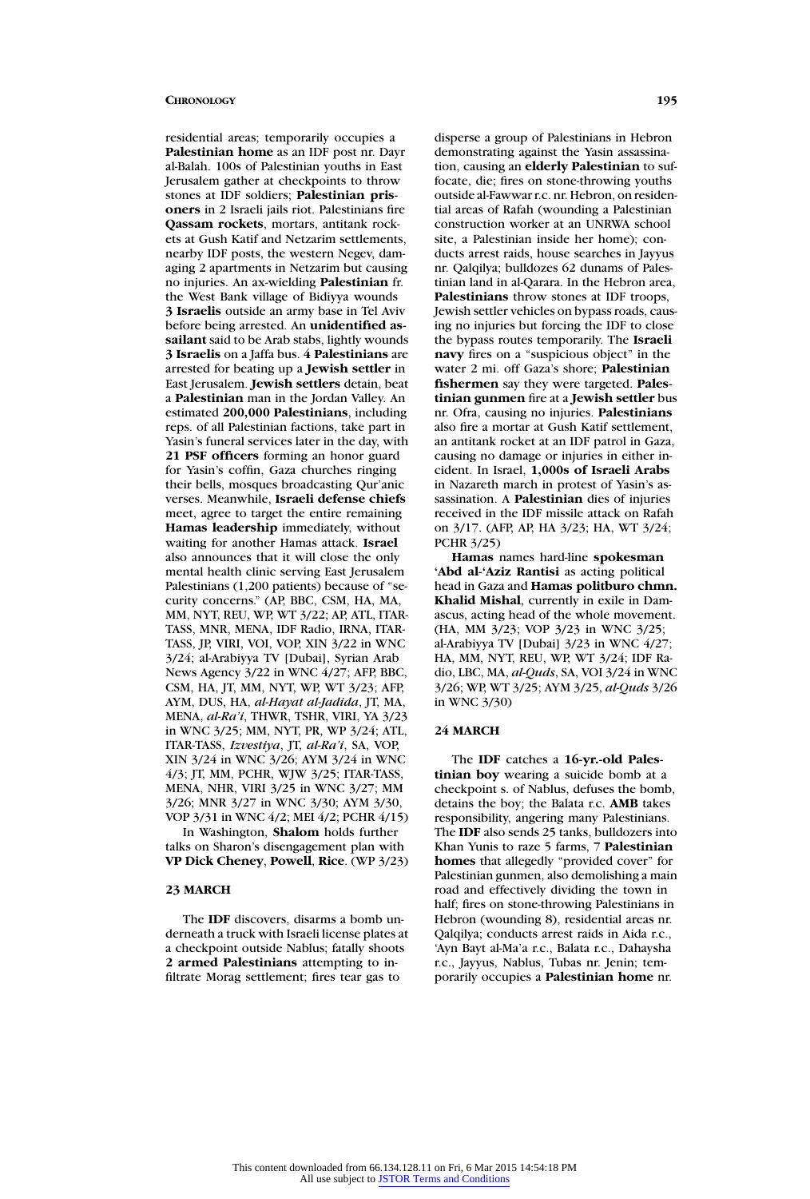residential areas; temporarily occupies a **Palestinian home** as an IDF post nr. Dayr al-Balah. 100s of Palestinian youths in East Jerusalem gather at checkpoints to throw stones at IDF soldiers; **Palestinian prisoners** in 2 Israeli jails riot. Palestinians fire **Qassam rockets**, mortars, antitank rockets at Gush Katif and Netzarim settlements, nearby IDF posts, the western Negev, damaging 2 apartments in Netzarim but causing no injuries. An ax-wielding **Palestinian** fr. the West Bank village of Bidiyya wounds **3 Israelis** outside an army base in Tel Aviv before being arrested. An **unidentified assailant** said to be Arab stabs, lightly wounds **3 Israelis** on a Jaffa bus. **4 Palestinians** are arrested for beating up a **Jewish settler** in East Jerusalem. **Jewish settlers** detain, beat a **Palestinian** man in the Jordan Valley. An estimated **200,000 Palestinians**, including reps. of all Palestinian factions, take part in Yasin's funeral services later in the day, with **21 PSF officers** forming an honor guard for Yasin's coffin, Gaza churches ringing their bells, mosques broadcasting Qur'anic verses. Meanwhile, **Israeli defense chiefs** meet, agree to target the entire remaining **Hamas leadership** immediately, without waiting for another Hamas attack. **Israel** also announces that it will close the only mental health clinic serving East Jerusalem Palestinians (1,200 patients) because of "security concerns." (AP, BBC, CSM, HA, MA, MM, NYT, REU, WP, WT 3/22; AP, ATL, ITAR-TASS, MNR, MENA, IDF Radio, IRNA, ITAR-TASS, JP, VIRI, VOI, VOP, XIN 3/22 in WNC 3/24; al-Arabiyya TV [Dubai], Syrian Arab News Agency 3/22 in WNC 4/27; AFP, BBC, CSM, HA, JT, MM, NYT, WP, WT 3/23; AFP, AYM, DUS, HA, *al-Hayat al-Jadida*, JT, MA, MENA, *al-Ra'i*, THWR, TSHR, VIRI, YA 3/23 in WNC 3/25; MM, NYT, PR, WP 3/24; ATL, ITAR-TASS, *Izvestiya*, JT, *al-Ra'i*, SA, VOP, XIN 3/24 in WNC 3/26; AYM 3/24 in WNC 4/3; JT, MM, PCHR, WJW 3/25; ITAR-TASS, MENA, NHR, VIRI 3/25 in WNC 3/27; MM 3/26; MNR 3/27 in WNC 3/30; AYM 3/30, VOP 3/31 in WNC 4/2; MEI 4/2; PCHR 4/15)

In Washington, **Shalom** holds further talks on Sharon's disengagement plan with **VP Dick Cheney**, **Powell**, **Rice**. (WP 3/23)

### 23 MARCH

The **IDF** discovers, disarms a bomb underneath a truck with Israeli license plates at a checkpoint outside Nablus; fatally shoots **2 armed Palestinians** attempting to infiltrate Morag settlement; fires tear gas to disperse a group of Palestinians in Hebron demonstrating against the Yasin assassination, causing an **elderly Palestinian** to suffocate, die; fires on stone-throwing youths outside al-Fawwar r.c. nr. Hebron, on residential areas of Rafah (wounding a Palestinian construction worker at an UNRWA school site, a Palestinian inside her home); conducts arrest raids, house searches in Jayyus nr. Qalqilya; bulldozes 62 dunams of Palestinian land in al-Qarara. In the Hebron area, **Palestinians** throw stones at IDF troops, Jewish settler vehicles on bypass roads, causing no injuries but forcing the IDF to close the bypass routes temporarily. The **Israeli navy** fires on a "suspicious object" in the water 2 mi. off Gaza's shore; **Palestinian fishermen** say they were targeted. **Palestinian gunmen** fire at a **Jewish settler** bus nr. Ofra, causing no injuries. **Palestinians** also fire a mortar at Gush Katif settlement, an antitank rocket at an IDF patrol in Gaza, causing no damage or injuries in either incident. In Israel, **1,000s of Israeli Arabs** in Nazareth march in protest of Yasin's assassination. A **Palestinian** dies of injuries received in the IDF missile attack on Rafah on 3/17. (AFP, AP, HA 3/23; HA, WT 3/24; PCHR 3/25)

**Hamas** names hard-line **spokesman 'Abd al-'Aziz Rantisi** as acting political head in Gaza and **Hamas politburo chmn. Khalid Mishal**, currently in exile in Damascus, acting head of the whole movement. (HA, MM 3/23; VOP 3/23 in WNC 3/25; al-Arabiyya TV [Dubai] 3/23 in WNC 4/27; HA, MM, NYT, REU, WP, WT 3/24; IDF Radio, LBC, MA, *al-Quds*, SA, VOI 3/24 in WNC 3/26; WP, WT 3/25; AYM 3/25, *al-Quds* 3/26 in WNC 3/30)

### 24 MARCH

The **IDF** catches a **16-yr.-old Palestinian boy** wearing a suicide bomb at a checkpoint s. of Nablus, defuses the bomb, detains the boy; the Balata r.c. **AMB** takes responsibility, angering many Palestinians. The **IDF** also sends 25 tanks, bulldozers into Khan Yunis to raze 5 farms, 7 **Palestinian homes** that allegedly "provided cover" for Palestinian gunmen, also demolishing a main road and effectively dividing the town in half; fires on stone-throwing Palestinians in Hebron (wounding 8), residential areas nr. Qalqilya; conducts arrest raids in Aida r.c., 'Ayn Bayt al-Ma'a r.c., Balata r.c., Dahaysha r.c., Jayyus, Nablus, Tubas nr. Jenin; temporarily occupies a **Palestinian home** nr.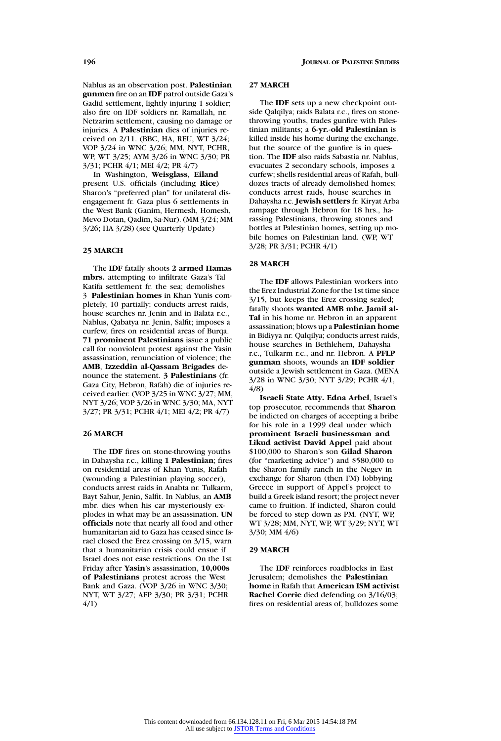Nablus as an observation post. **Palestinian gunmen** fire on an **IDF** patrol outside Gaza's Gadid settlement, lightly injuring 1 soldier; also fire on IDF soldiers nr. Ramallah, nr. Netzarim settlement, causing no damage or injuries. A **Palestinian** dies of injuries received on 2/11. (BBC, HA, REU, WT 3/24; VOP 3/24 in WNC 3/26; MM, NYT, PCHR, WP, WT 3/25; AYM 3/26 in WNC 3/30; PR 3/31; PCHR 4/1; MEI 4/2; PR 4/7)

In Washington, **Weisglass**, **Eiland** present U.S. officials (including **Rice**) Sharon's "preferred plan" for unilateral disengagement fr. Gaza plus 6 settlements in the West Bank (Ganim, Hermesh, Homesh, Mevo Dotan, Qadim, Sa-Nur). (MM 3/24; MM 3/26; HA 3/28) (see Quarterly Update)

#### 25 MARCH

The **IDF** fatally shoots **2 armed Hamas mbrs.** attempting to infiltrate Gaza's Tal Katifa settlement fr. the sea; demolishes 3 **Palestinian homes** in Khan Yunis completely, 10 partially; conducts arrest raids, house searches nr. Jenin and in Balata r.c., Nablus, Qabatya nr. Jenin, Salfit; imposes a curfew, fires on residential areas of Burqa. **71 prominent Palestinians** issue a public call for nonviolent protest against the Yasin assassination, renunciation of violence; the **AMB**, **Izzeddin al-Qassam Brigades** denounce the statement. **3 Palestinians** (fr. Gaza City, Hebron, Rafah) die of injuries received earlier. (VOP 3/25 in WNC 3/27; MM, NYT 3/26; VOP 3/26 in WNC 3/30; MA, NYT 3/27; PR 3/31; PCHR 4/1; MEI 4/2; PR 4/7)

#### 26 MARCH

The **IDF** fires on stone-throwing youths in Dahaysha r.c., killing **1 Palestinian**; fires on residential areas of Khan Yunis, Rafah (wounding a Palestinian playing soccer), conducts arrest raids in Anabta nr. Tulkarm, Bayt Sahur, Jenin, Salfit. In Nablus, an **AMB** mbr. dies when his car mysteriously explodes in what may be an assassination. **UN officials** note that nearly all food and other humanitarian aid to Gaza has ceased since Israel closed the Erez crossing on 3/15, warn that a humanitarian crisis could ensue if Israel does not ease restrictions. On the 1st Friday after **Yasin**'s assassination, **10,000s of Palestinians** protest across the West Bank and Gaza. (VOP 3/26 in WNC 3/30; NYT, WT 3/27; AFP 3/30; PR 3/31; PCHR 4/1)

#### 27 MARCH

The **IDF** sets up a new checkpoint outside Qalqilya; raids Balata r.c., fires on stone-throwing youths, trades gunfire with Palestinian militants; a **6-yr.-old Palestinian** is killed inside his home during the exchange, but the source of the gunfire is in question. The **IDF** also raids Sabastia nr. Nablus, evacuates 2 secondary schools, imposes a curfew; shells residential areas of Rafah, bulldozes tracts of already demolished homes; conducts arrest raids, house searches in Dahaysha r.c. **Jewish settlers** fr. Kiryat Arba rampage through Hebron for 18 hrs., harassing Palestinians, throwing stones and bottles at Palestinian homes, setting up mobile homes on Palestinian land. (WP, WT 3/28; PR 3/31; PCHR 4/1)

#### 28 MARCH

The **IDF** allows Palestinian workers into the Erez Industrial Zone for the 1st time since 3/15, but keeps the Erez crossing sealed; fatally shoots **wanted AMB mbr. Jamil al-Tal** in his home nr. Hebron in an apparent assassination; blows up a **Palestinian home** in Bidiyya nr. Qalqilya; conducts arrest raids, house searches in Bethlehem, Dahaysha r.c., Tulkarm r.c., and nr. Hebron. A **PFLP gunman** shoots, wounds an **IDF soldier** outside a Jewish settlement in Gaza. (MENA 3/28 in WNC 3/30; NYT 3/29; PCHR 4/1, 4/8)

**Israeli State Atty. Edna Arbel**, Israel's top prosecutor, recommends that **Sharon** be indicted on charges of accepting a bribe for his role in a 1999 deal under which **prominent Israeli businessman and Likud activist David Appel** paid about $100,000 to Sharon's son **Gilad Sharon** (for "marketing advice") and $580,000 to the Sharon family ranch in the Negev in exchange for Sharon (then FM) lobbying Greece in support of Appel's project to build a Greek island resort; the project never came to fruition. If indicted, Sharon could be forced to step down as PM. (NYT, WP, WT 3/28; MM, NYT, WP, WT 3/29; NYT, WT 3/30; MM 4/6)

#### 29 MARCH

The **IDF** reinforces roadblocks in East Jerusalem; demolishes the **Palestinian home** in Rafah that **American ISM activist Rachel Corrie** died defending on 3/16/03; fires on residential areas of, bulldozes some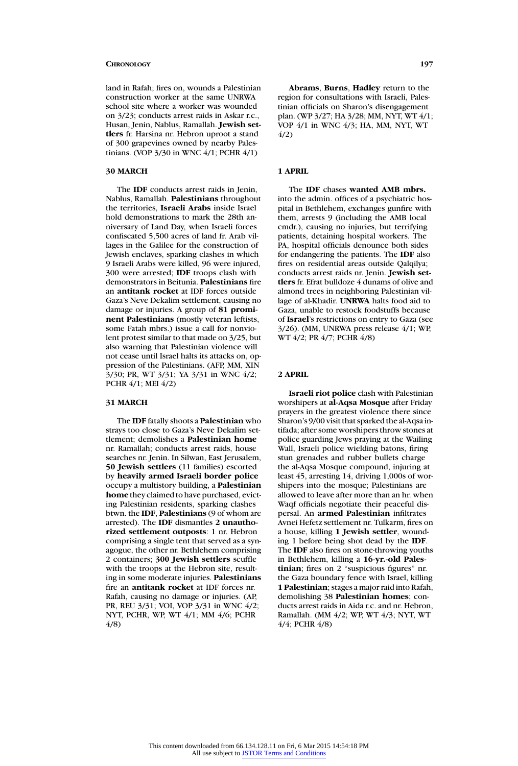land in Rafah; fires on, wounds a Palestinian construction worker at the same UNRWA school site where a worker was wounded on 3/23; conducts arrest raids in Askar r.c., Husan, Jenin, Nablus, Ramallah. **Jewish settlers** fr. Harsina nr. Hebron uproot a stand of 300 grapevines owned by nearby Palestinians. (VOP 3/30 in WNC 4/1; PCHR 4/1)

### 30 MARCH

The **IDF** conducts arrest raids in Jenin, Nablus, Ramallah. **Palestinians** throughout the territories, **Israeli Arabs** inside Israel hold demonstrations to mark the 28th anniversary of Land Day, when Israeli forces confiscated 5,500 acres of land fr. Arab villages in the Galilee for the construction of Jewish enclaves, sparking clashes in which 9 Israeli Arabs were killed, 96 were injured, 300 were arrested; **IDF** troops clash with demonstrators in Beitunia. **Palestinians** fire an **antitank rocket** at IDF forces outside Gaza's Neve Dekalim settlement, causing no damage or injuries. A group of **81 prominent Palestinians** (mostly veteran leftists, some Fatah mbrs.) issue a call for nonviolent protest similar to that made on 3/25, but also warning that Palestinian violence will not cease until Israel halts its attacks on, oppression of the Palestinians. (AFP, MM, XIN 3/30; PR, WT 3/31; YA 3/31 in WNC 4/2; PCHR 4/1; MEI 4/2)

### 31 MARCH

The **IDF** fatally shoots a **Palestinian** who strays too close to Gaza's Neve Dekalim settlement; demolishes a **Palestinian home** nr. Ramallah; conducts arrest raids, house searches nr. Jenin. In Silwan, East Jerusalem, **50 Jewish settlers** (11 families) escorted by **heavily armed Israeli border police** occupy a multistory building, a **Palestinian home** they claimed to have purchased, evicting Palestinian residents, sparking clashes btwn. the **IDF**, **Palestinians** (9 of whom are arrested). The **IDF** dismantles **2 unauthorized settlement outposts**: 1 nr. Hebron comprising a single tent that served as a synagogue, the other nr. Bethlehem comprising 2 containers; **300 Jewish settlers** scuffle with the troops at the Hebron site, resulting in some moderate injuries. **Palestinians** fire an **antitank rocket** at IDF forces nr. Rafah, causing no damage or injuries. (AP, PR, REU 3/31; VOI, VOP 3/31 in WNC 4/2; NYT, PCHR, WP, WT 4/1; MM 4/6; PCHR 4/8)

**Abrams**, **Burns**, **Hadley** return to the region for consultations with Israeli, Palestinian officials on Sharon's disengagement plan. (WP 3/27; HA 3/28; MM, NYT, WT 4/1; VOP 4/1 in WNC 4/3; HA, MM, NYT, WT 4/2)

### 1 APRIL

The **IDF** chases **wanted AMB mbrs.** into the admin. offices of a psychiatric hospital in Bethlehem, exchanges gunfire with them, arrests 9 (including the AMB local cmdr.), causing no injuries, but terrifying patients, detaining hospital workers. The PA, hospital officials denounce both sides for endangering the patients. The **IDF** also fires on residential areas outside Qalqilya; conducts arrest raids nr. Jenin. **Jewish settlers** fr. Efrat bulldoze 4 dunams of olive and almond trees in neighboring Palestinian village of al-Khadir. **UNRWA** halts food aid to Gaza, unable to restock foodstuffs because of **Israel**'s restrictions on entry to Gaza (see 3/26). (MM, UNRWA press release 4/1; WP, WT 4/2; PR 4/7; PCHR 4/8)

### 2 APRIL

**Israeli riot police** clash with Palestinian worshipers at **al-Aqsa Mosque** after Friday prayers in the greatest violence there since Sharon's 9/00 visit that sparked the al-Aqsa intifada; after some worshipers throw stones at police guarding Jews praying at the Wailing Wall, Israeli police wielding batons, firing stun grenades and rubber bullets charge the al-Aqsa Mosque compound, injuring at least 45, arresting 14, driving 1,000s of worshipers into the mosque; Palestinians are allowed to leave after more than an hr. when Waqf officials negotiate their peaceful dispersal. An **armed Palestinian** infiltrates Avnei Hefetz settlement nr. Tulkarm, fires on a house, killing **1 Jewish settler**, wounding 1 before being shot dead by the **IDF**. The **IDF** also fires on stone-throwing youths in Bethlehem, killing a **16-yr.-old Palestinian**; fires on 2 "suspicious figures" nr. the Gaza boundary fence with Israel, killing **1 Palestinian**; stages a major raid into Rafah, demolishing 38 **Palestinian homes**; conducts arrest raids in Aida r.c. and nr. Hebron, Ramallah. (MM 4/2; WP, WT 4/3; NYT, WT 4/4; PCHR 4/8)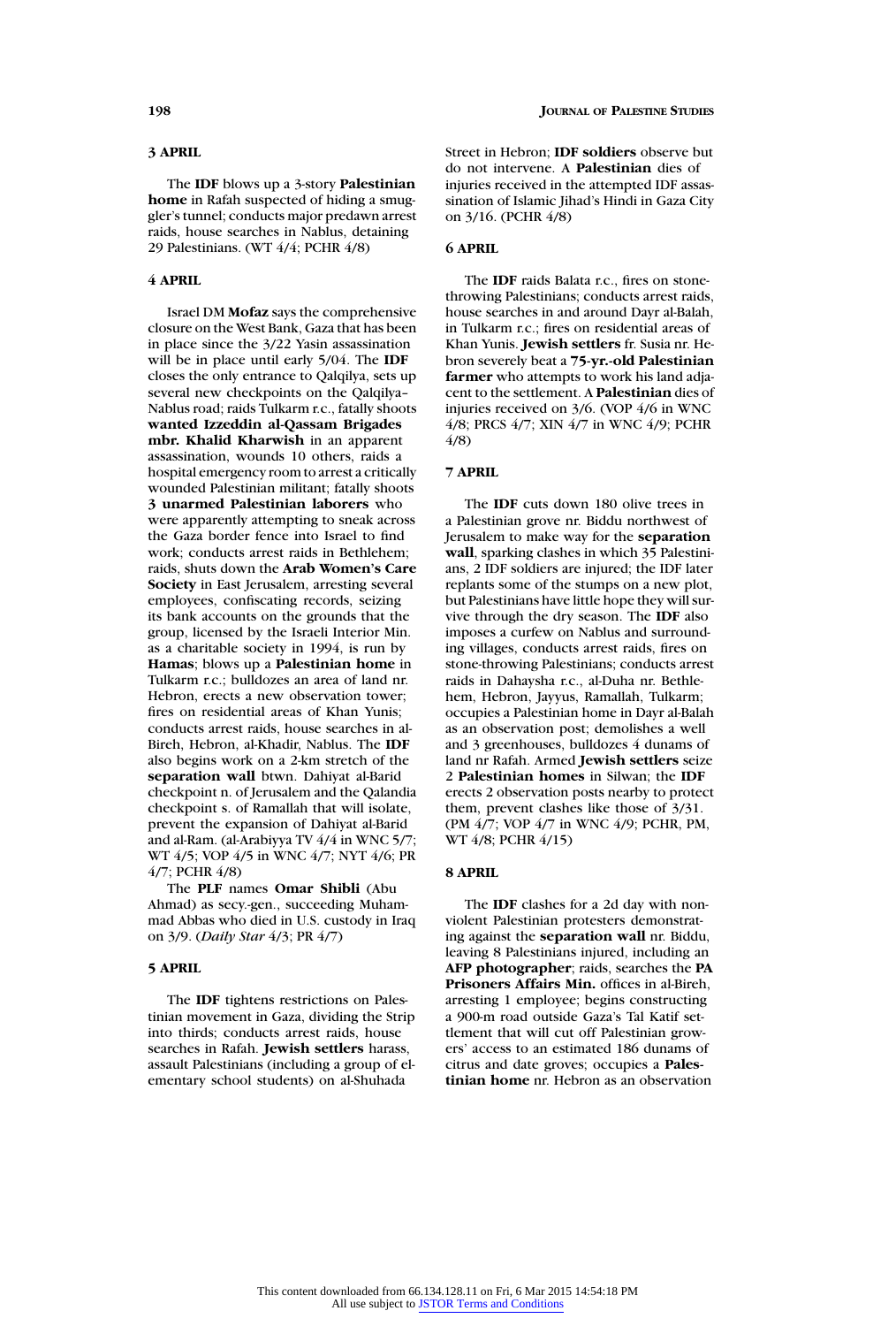### 3 APRIL

The **IDF** blows up a 3-story **Palestinian home** in Rafah suspected of hiding a smuggler's tunnel; conducts major predawn arrest raids, house searches in Nablus, detaining 29 Palestinians. (WT 4/4; PCHR 4/8)

### 4 APRIL

Israel DM **Mofaz** says the comprehensive closure on the West Bank, Gaza that has been in place since the 3/22 Yasin assassination will be in place until early 5/04. The **IDF** closes the only entrance to Qalqilya, sets up several new checkpoints on the Qalqilya–Nablus road; raids Tulkarm r.c., fatally shoots **wanted Izzeddin al-Qassam Brigades mbr. Khalid Kharwish** in an apparent assassination, wounds 10 others, raids a hospital emergency room to arrest a critically wounded Palestinian militant; fatally shoots **3 unarmed Palestinian laborers** who were apparently attempting to sneak across the Gaza border fence into Israel to find work; conducts arrest raids in Bethlehem; raids, shuts down the **Arab Women's Care Society** in East Jerusalem, arresting several employees, confiscating records, seizing its bank accounts on the grounds that the group, licensed by the Israeli Interior Min. as a charitable society in 1994, is run by **Hamas**; blows up a **Palestinian home** in Tulkarm r.c.; bulldozes an area of land nr. Hebron, erects a new observation tower; fires on residential areas of Khan Yunis; conducts arrest raids, house searches in al-Bireh, Hebron, al-Khadir, Nablus. The **IDF** also begins work on a 2-km stretch of the **separation wall** btwn. Dahiyat al-Barid checkpoint n. of Jerusalem and the Qalandia checkpoint s. of Ramallah that will isolate, prevent the expansion of Dahiyat al-Barid and al-Ram. (al-Arabiyya TV 4/4 in WNC 5/7; WT 4/5; VOP 4/5 in WNC 4/7; NYT 4/6; PR 4/7; PCHR 4/8)

The **PLF** names **Omar Shibli** (Abu Ahmad) as secy.-gen., succeeding Muhammad Abbas who died in U.S. custody in Iraq on 3/9. (*Daily Star* 4/3; PR 4/7)

### 5 APRIL

The **IDF** tightens restrictions on Palestinian movement in Gaza, dividing the Strip into thirds; conducts arrest raids, house searches in Rafah. **Jewish settlers** harass, assault Palestinians (including a group of elementary school students) on al-Shuhada Street in Hebron; **IDF soldiers** observe but do not intervene. A **Palestinian** dies of injuries received in the attempted IDF assassination of Islamic Jihad's Hindi in Gaza City on 3/16. (PCHR 4/8)

### 6 APRIL

The **IDF** raids Balata r.c., fires on stone-throwing Palestinians; conducts arrest raids, house searches in and around Dayr al-Balah, in Tulkarm r.c.; fires on residential areas of Khan Yunis. **Jewish settlers** fr. Susia nr. Hebron severely beat a **75-yr.-old Palestinian farmer** who attempts to work his land adjacent to the settlement. A **Palestinian** dies of injuries received on 3/6. (VOP 4/6 in WNC 4/8; PRCS 4/7; XIN 4/7 in WNC 4/9; PCHR 4/8)

### 7 APRIL

The **IDF** cuts down 180 olive trees in a Palestinian grove nr. Biddu northwest of Jerusalem to make way for the **separation wall**, sparking clashes in which 35 Palestinians, 2 IDF soldiers are injured; the IDF later replants some of the stumps on a new plot, but Palestinians have little hope they will survive through the dry season. The **IDF** also imposes a curfew on Nablus and surrounding villages, conducts arrest raids, fires on stone-throwing Palestinians; conducts arrest raids in Dahaysha r.c., al-Duha nr. Bethlehem, Hebron, Jayyus, Ramallah, Tulkarm; occupies a Palestinian home in Dayr al-Balah as an observation post; demolishes a well and 3 greenhouses, bulldozes 4 dunams of land nr Rafah. Armed **Jewish settlers** seize 2 **Palestinian homes** in Silwan; the **IDF** erects 2 observation posts nearby to protect them, prevent clashes like those of 3/31. (PM 4/7; VOP 4/7 in WNC 4/9; PCHR, PM, WT 4/8; PCHR 4/15)

### 8 APRIL

The **IDF** clashes for a 2d day with nonviolent Palestinian protesters demonstrating against the **separation wall** nr. Biddu, leaving 8 Palestinians injured, including an **AFP photographer**; raids, searches the **PA Prisoners Affairs Min.** offices in al-Bireh, arresting 1 employee; begins constructing a 900-m road outside Gaza's Tal Katif settlement that will cut off Palestinian growers' access to an estimated 186 dunams of citrus and date groves; occupies a **Palestinian home** nr. Hebron as an observation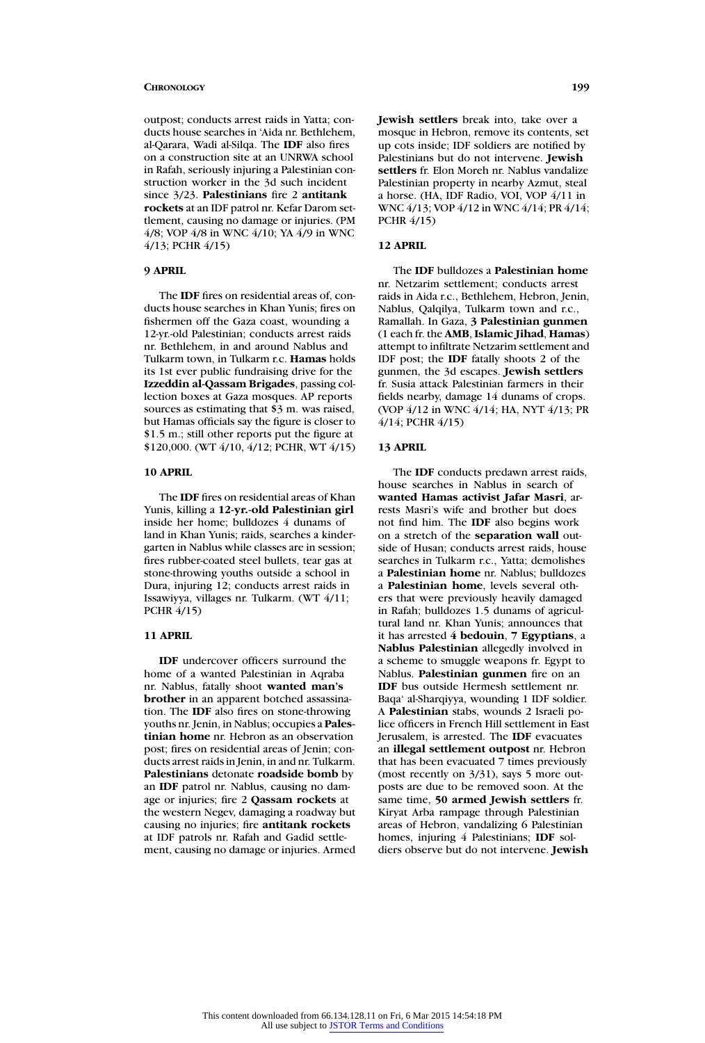outpost; conducts arrest raids in Yatta; conducts house searches in 'Aida nr. Bethlehem, al-Qarara, Wadi al-Silqa. The **IDF** also fires on a construction site at an UNRWA school in Rafah, seriously injuring a Palestinian construction worker in the 3d such incident since 3/23. **Palestinians** fire 2 **antitank rockets** at an IDF patrol nr. Kefar Darom settlement, causing no damage or injuries. (PM 4/8; VOP 4/8 in WNC 4/10; YA 4/9 in WNC 4/13; PCHR 4/15)

### 9 APRIL

The **IDF** fires on residential areas of, conducts house searches in Khan Yunis; fires on fishermen off the Gaza coast, wounding a 12-yr.-old Palestinian; conducts arrest raids nr. Bethlehem, in and around Nablus and Tulkarm town, in Tulkarm r.c. **Hamas** holds its 1st ever public fundraising drive for the **Izzeddin al-Qassam Brigades**, passing collection boxes at Gaza mosques. AP reports sources as estimating that $3 m. was raised, but Hamas officials say the figure is closer to $1.5 m.; still other reports put the figure at $120,000. (WT 4/10, 4/12; PCHR, WT 4/15)

### 10 APRIL

The **IDF** fires on residential areas of Khan Yunis, killing a **12-yr.-old Palestinian girl** inside her home; bulldozes 4 dunams of land in Khan Yunis; raids, searches a kindergarten in Nablus while classes are in session; fires rubber-coated steel bullets, tear gas at stone-throwing youths outside a school in Dura, injuring 12; conducts arrest raids in Issawiyya, villages nr. Tulkarm. (WT 4/11; PCHR 4/15)

### 11 APRIL

**IDF** undercover officers surround the home of a wanted Palestinian in Aqraba nr. Nablus, fatally shoot **wanted man's brother** in an apparent botched assassination. The **IDF** also fires on stone-throwing youths nr. Jenin, in Nablus; occupies a **Palestinian home** nr. Hebron as an observation post; fires on residential areas of Jenin; conducts arrest raids in Jenin, in and nr. Tulkarm. **Palestinians** detonate **roadside bomb** by an **IDF** patrol nr. Nablus, causing no damage or injuries; fire 2 **Qassam rockets** at the western Negev, damaging a roadway but causing no injuries; fire **antitank rockets** at IDF patrols nr. Rafah and Gadid settlement, causing no damage or injuries. Armed **Jewish settlers** break into, take over a mosque in Hebron, remove its contents, set up cots inside; IDF soldiers are notified by Palestinians but do not intervene. **Jewish settlers** fr. Elon Moreh nr. Nablus vandalize Palestinian property in nearby Azmut, steal a horse. (HA, IDF Radio, VOI, VOP 4/11 in WNC 4/13; VOP 4/12 in WNC 4/14; PR 4/14; PCHR 4/15)

### 12 APRIL

The **IDF** bulldozes a **Palestinian home** nr. Netzarim settlement; conducts arrest raids in Aida r.c., Bethlehem, Hebron, Jenin, Nablus, Qalqilya, Tulkarm town and r.c., Ramallah. In Gaza, **3 Palestinian gunmen** (1 each fr. the **AMB**, **Islamic Jihad**, **Hamas**) attempt to infiltrate Netzarim settlement and IDF post; the **IDF** fatally shoots 2 of the gunmen, the 3d escapes. **Jewish settlers** fr. Susia attack Palestinian farmers in their fields nearby, damage 14 dunams of crops. (VOP 4/12 in WNC 4/14; HA, NYT 4/13; PR 4/14; PCHR 4/15)

### 13 APRIL

The **IDF** conducts predawn arrest raids, house searches in Nablus in search of **wanted Hamas activist Jafar Masri**, arrests Masri's wife and brother but does not find him. The **IDF** also begins work on a stretch of the **separation wall** outside of Husan; conducts arrest raids, house searches in Tulkarm r.c., Yatta; demolishes a **Palestinian home** nr. Nablus; bulldozes a **Palestinian home**, levels several others that were previously heavily damaged in Rafah; bulldozes 1.5 dunams of agricultural land nr. Khan Yunis; announces that it has arrested **4 bedouin**, **7 Egyptians**, a **Nablus Palestinian** allegedly involved in a scheme to smuggle weapons fr. Egypt to Nablus. **Palestinian gunmen** fire on an **IDF** bus outside Hermesh settlement nr. Baqa' al-Sharqiyya, wounding 1 IDF soldier. A **Palestinian** stabs, wounds 2 Israeli police officers in French Hill settlement in East Jerusalem, is arrested. The **IDF** evacuates an **illegal settlement outpost** nr. Hebron that has been evacuated 7 times previously (most recently on 3/31), says 5 more outposts are due to be removed soon. At the same time, **50 armed Jewish settlers** fr. Kiryat Arba rampage through Palestinian areas of Hebron, vandalizing 6 Palestinian homes, injuring 4 Palestinians; **IDF** soldiers observe but do not intervene. **Jewish**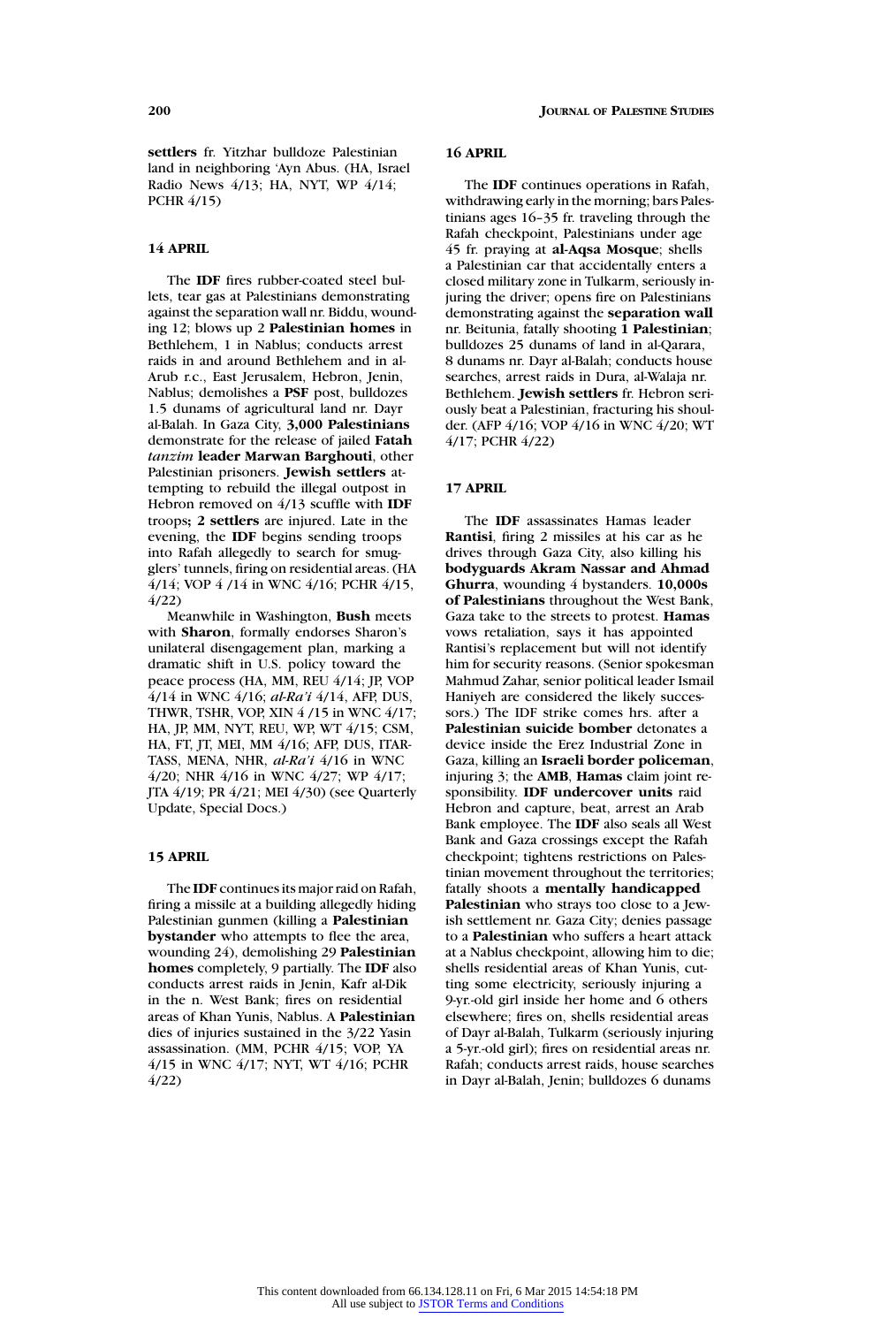**settlers** fr. Yitzhar bulldoze Palestinian land in neighboring 'Ayn Abus. (HA, Israel Radio News 4/13; HA, NYT, WP 4/14; PCHR 4/15)

### 14 APRIL

The **IDF** fires rubber-coated steel bullets, tear gas at Palestinians demonstrating against the separation wall nr. Biddu, wounding 12; blows up 2 **Palestinian homes** in Bethlehem, 1 in Nablus; conducts arrest raids in and around Bethlehem and in al-Arub r.c., East Jerusalem, Hebron, Jenin, Nablus; demolishes a **PSF** post, bulldozes 1.5 dunams of agricultural land nr. Dayr al-Balah. In Gaza City, **3,000 Palestinians** demonstrate for the release of jailed **Fatah** ***tanzim*** **leader Marwan Barghouti**, other Palestinian prisoners. **Jewish settlers** attempting to rebuild the illegal outpost in Hebron removed on 4/13 scuffle with **IDF** troops**; 2 settlers** are injured. Late in the evening, the **IDF** begins sending troops into Rafah allegedly to search for smugglers' tunnels, firing on residential areas. (HA 4/14; VOP 4 /14 in WNC 4/16; PCHR 4/15, 4/22)

Meanwhile in Washington, **Bush** meets with **Sharon**, formally endorses Sharon's unilateral disengagement plan, marking a dramatic shift in U.S. policy toward the peace process (HA, MM, REU 4/14; JP, VOP 4/14 in WNC 4/16; *al-Ra'i* 4/14, AFP, DUS, THWR, TSHR, VOP, XIN 4 /15 in WNC 4/17; HA, JP, MM, NYT, REU, WP, WT 4/15; CSM, HA, FT, JT, MEI, MM 4/16; AFP, DUS, ITAR-TASS, MENA, NHR, *al-Ra'i* 4/16 in WNC 4/20; NHR 4/16 in WNC 4/27; WP 4/17; JTA 4/19; PR 4/21; MEI 4/30) (see Quarterly Update, Special Docs.)

### 15 APRIL

The **IDF** continues its major raid on Rafah, firing a missile at a building allegedly hiding Palestinian gunmen (killing a **Palestinian bystander** who attempts to flee the area, wounding 24), demolishing 29 **Palestinian homes** completely, 9 partially. The **IDF** also conducts arrest raids in Jenin, Kafr al-Dik in the n. West Bank; fires on residential areas of Khan Yunis, Nablus. A **Palestinian** dies of injuries sustained in the 3/22 Yasin assassination. (MM, PCHR 4/15; VOP, YA 4/15 in WNC 4/17; NYT, WT 4/16; PCHR 4/22)

### 16 APRIL

The **IDF** continues operations in Rafah, withdrawing early in the morning; bars Palestinians ages 16–35 fr. traveling through the Rafah checkpoint, Palestinians under age 45 fr. praying at **al-Aqsa Mosque**; shells a Palestinian car that accidentally enters a closed military zone in Tulkarm, seriously injuring the driver; opens fire on Palestinians demonstrating against the **separation wall** nr. Beitunia, fatally shooting **1 Palestinian**; bulldozes 25 dunams of land in al-Qarara, 8 dunams nr. Dayr al-Balah; conducts house searches, arrest raids in Dura, al-Walaja nr. Bethlehem. **Jewish settlers** fr. Hebron seriously beat a Palestinian, fracturing his shoulder. (AFP 4/16; VOP 4/16 in WNC 4/20; WT 4/17; PCHR 4/22)

### 17 APRIL

The **IDF** assassinates Hamas leader **Rantisi**, firing 2 missiles at his car as he drives through Gaza City, also killing his **bodyguards Akram Nassar and Ahmad Ghurra**, wounding 4 bystanders. **10,000s of Palestinians** throughout the West Bank, Gaza take to the streets to protest. **Hamas** vows retaliation, says it has appointed Rantisi's replacement but will not identify him for security reasons. (Senior spokesman Mahmud Zahar, senior political leader Ismail Haniyeh are considered the likely successors.) The IDF strike comes hrs. after a **Palestinian suicide bomber** detonates a device inside the Erez Industrial Zone in Gaza, killing an **Israeli border policeman**, injuring 3; the **AMB**, **Hamas** claim joint responsibility. **IDF undercover units** raid Hebron and capture, beat, arrest an Arab Bank employee. The **IDF** also seals all West Bank and Gaza crossings except the Rafah checkpoint; tightens restrictions on Palestinian movement throughout the territories; fatally shoots a **mentally handicapped Palestinian** who strays too close to a Jewish settlement nr. Gaza City; denies passage to a **Palestinian** who suffers a heart attack at a Nablus checkpoint, allowing him to die; shells residential areas of Khan Yunis, cutting some electricity, seriously injuring a 9-yr.-old girl inside her home and 6 others elsewhere; fires on, shells residential areas of Dayr al-Balah, Tulkarm (seriously injuring a 5-yr.-old girl); fires on residential areas nr. Rafah; conducts arrest raids, house searches in Dayr al-Balah, Jenin; bulldozes 6 dunams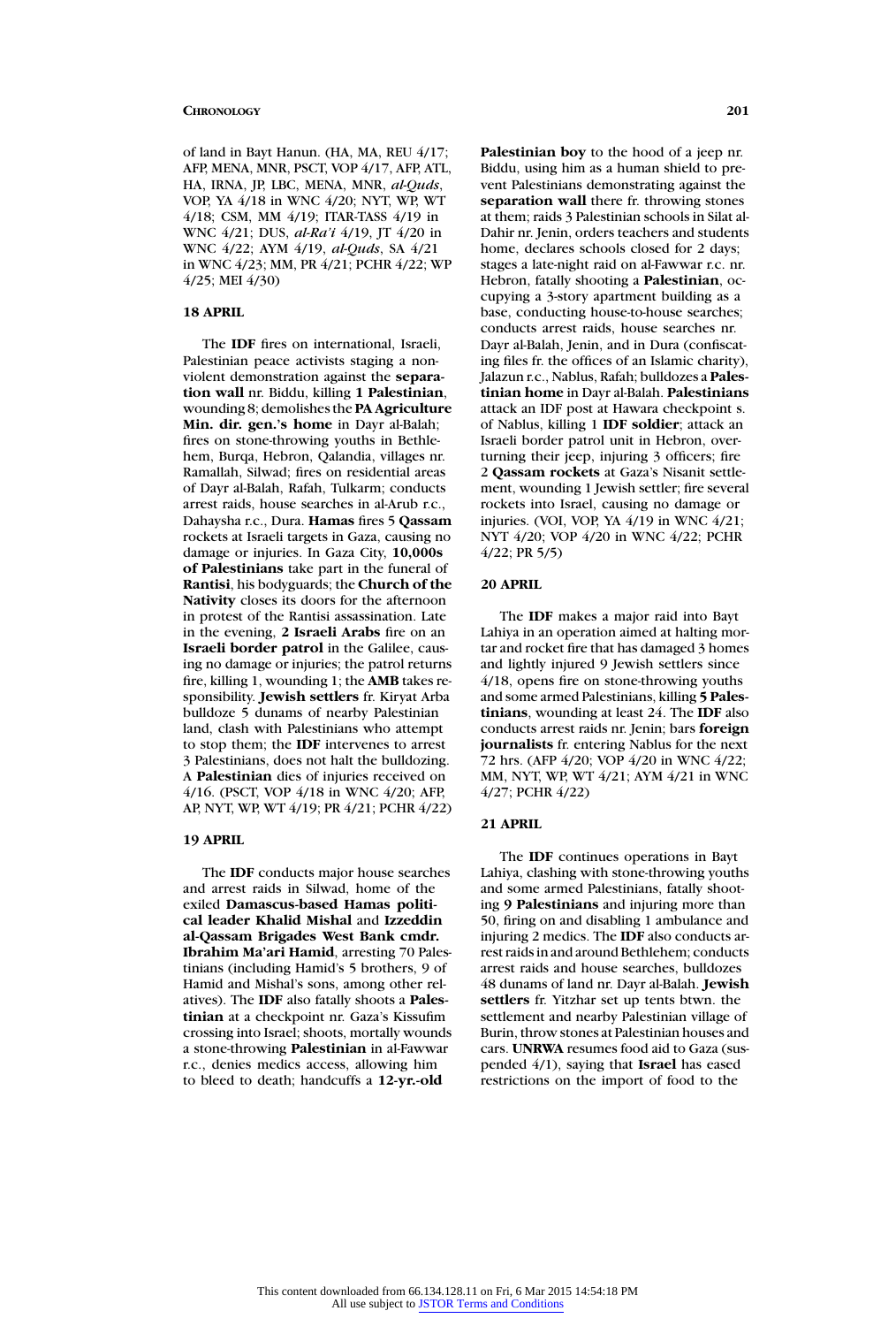of land in Bayt Hanun. (HA, MA, REU 4/17; AFP, MENA, MNR, PSCT, VOP 4/17, AFP, ATL, HA, IRNA, JP, LBC, MENA, MNR, *al-Quds*, VOP, YA 4/18 in WNC 4/20; NYT, WP, WT 4/18; CSM, MM 4/19; ITAR-TASS 4/19 in WNC 4/21; DUS, *al-Ra'i* 4/19, JT 4/20 in WNC 4/22; AYM 4/19, *al-Quds*, SA 4/21 in WNC 4/23; MM, PR 4/21; PCHR 4/22; WP 4/25; MEI 4/30)

## 18 APRIL

The **IDF** fires on international, Israeli, Palestinian peace activists staging a nonviolent demonstration against the **separation wall** nr. Biddu, killing **1 Palestinian**, wounding 8; demolishes the **PA Agriculture Min. dir. gen.'s home** in Dayr al-Balah; fires on stone-throwing youths in Bethlehem, Burqa, Hebron, Qalandia, villages nr. Ramallah, Silwad; fires on residential areas of Dayr al-Balah, Rafah, Tulkarm; conducts arrest raids, house searches in al-Arub r.c., Dahaysha r.c., Dura. **Hamas** fires 5 **Qassam** rockets at Israeli targets in Gaza, causing no damage or injuries. In Gaza City, **10,000s of Palestinians** take part in the funeral of **Rantisi**, his bodyguards; the **Church of the Nativity** closes its doors for the afternoon in protest of the Rantisi assassination. Late in the evening, **2 Israeli Arabs** fire on an **Israeli border patrol** in the Galilee, causing no damage or injuries; the patrol returns fire, killing 1, wounding 1; the **AMB** takes responsibility. **Jewish settlers** fr. Kiryat Arba bulldoze 5 dunams of nearby Palestinian land, clash with Palestinians who attempt to stop them; the **IDF** intervenes to arrest 3 Palestinians, does not halt the bulldozing. A **Palestinian** dies of injuries received on 4/16. (PSCT, VOP 4/18 in WNC 4/20; AFP, AP, NYT, WP, WT 4/19; PR 4/21; PCHR 4/22)

## 19 APRIL

The **IDF** conducts major house searches and arrest raids in Silwad, home of the exiled **Damascus-based Hamas political leader Khalid Mishal** and **Izzeddin al-Qassam Brigades West Bank cmdr. Ibrahim Ma'ari Hamid**, arresting 70 Palestinians (including Hamid's 5 brothers, 9 of Hamid and Mishal's sons, among other relatives). The **IDF** also fatally shoots a **Palestinian** at a checkpoint nr. Gaza's Kissufim crossing into Israel; shoots, mortally wounds a stone-throwing **Palestinian** in al-Fawwar r.c., denies medics access, allowing him to bleed to death; handcuffs a **12-yr.-old Palestinian boy** to the hood of a jeep nr. Biddu, using him as a human shield to prevent Palestinians demonstrating against the **separation wall** there fr. throwing stones at them; raids 3 Palestinian schools in Silat al-Dahir nr. Jenin, orders teachers and students home, declares schools closed for 2 days; stages a late-night raid on al-Fawwar r.c. nr. Hebron, fatally shooting a **Palestinian**, occupying a 3-story apartment building as a base, conducting house-to-house searches; conducts arrest raids, house searches nr. Dayr al-Balah, Jenin, and in Dura (confiscating files fr. the offices of an Islamic charity), Jalazun r.c., Nablus, Rafah; bulldozes a **Palestinian home** in Dayr al-Balah. **Palestinians** attack an IDF post at Hawara checkpoint s. of Nablus, killing 1 **IDF soldier**; attack an Israeli border patrol unit in Hebron, overturning their jeep, injuring 3 officers; fire 2 **Qassam rockets** at Gaza's Nisanit settlement, wounding 1 Jewish settler; fire several rockets into Israel, causing no damage or injuries. (VOI, VOP, YA 4/19 in WNC 4/21; NYT 4/20; VOP 4/20 in WNC 4/22; PCHR 4/22; PR 5/5)

## 20 APRIL

The **IDF** makes a major raid into Bayt Lahiya in an operation aimed at halting mortar and rocket fire that has damaged 3 homes and lightly injured 9 Jewish settlers since 4/18, opens fire on stone-throwing youths and some armed Palestinians, killing **5 Palestinians**, wounding at least 24. The **IDF** also conducts arrest raids nr. Jenin; bars **foreign journalists** fr. entering Nablus for the next 72 hrs. (AFP 4/20; VOP 4/20 in WNC 4/22; MM, NYT, WP, WT 4/21; AYM 4/21 in WNC 4/27; PCHR 4/22)

## 21 APRIL

The **IDF** continues operations in Bayt Lahiya, clashing with stone-throwing youths and some armed Palestinians, fatally shooting **9 Palestinians** and injuring more than 50, firing on and disabling 1 ambulance and injuring 2 medics. The **IDF** also conducts arrest raids in and around Bethlehem; conducts arrest raids and house searches, bulldozes 48 dunams of land nr. Dayr al-Balah. **Jewish settlers** fr. Yitzhar set up tents btwn. the settlement and nearby Palestinian village of Burin, throw stones at Palestinian houses and cars. **UNRWA** resumes food aid to Gaza (suspended 4/1), saying that **Israel** has eased restrictions on the import of food to the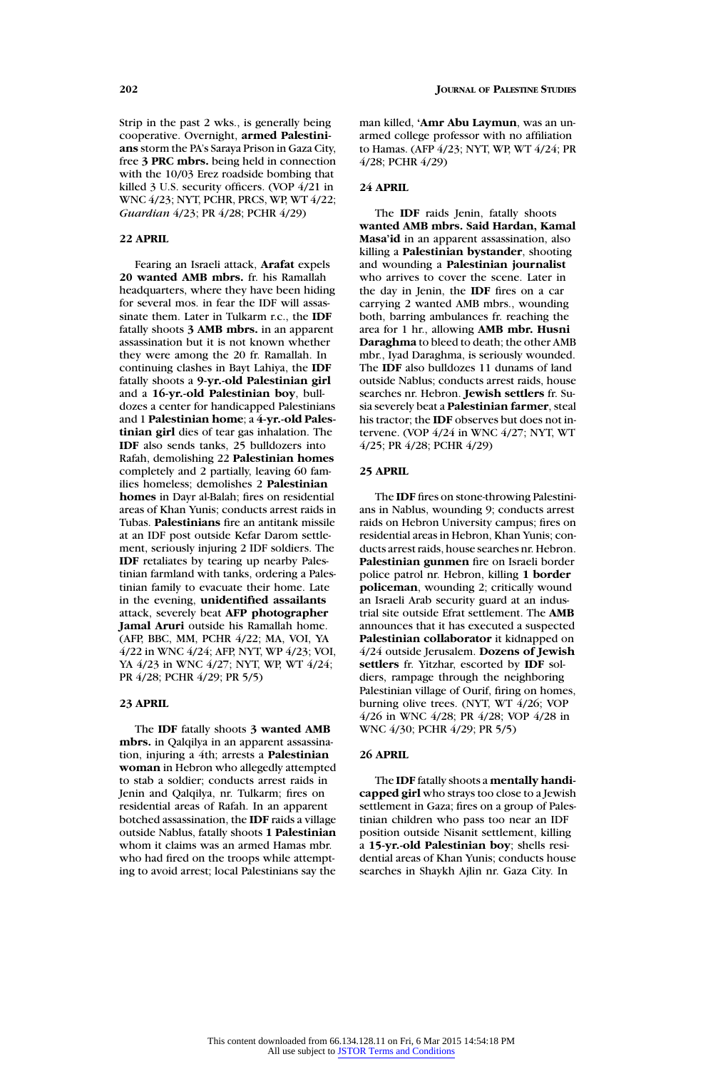Strip in the past 2 wks., is generally being cooperative. Overnight, **armed Palestinians** storm the PA's Saraya Prison in Gaza City, free **3 PRC mbrs.** being held in connection with the 10/03 Erez roadside bombing that killed 3 U.S. security officers. (VOP 4/21 in WNC 4/23; NYT, PCHR, PRCS, WP, WT 4/22; *Guardian* 4/23; PR 4/28; PCHR 4/29)

### 22 APRIL

Fearing an Israeli attack, **Arafat** expels **20 wanted AMB mbrs.** fr. his Ramallah headquarters, where they have been hiding for several mos. in fear the IDF will assassinate them. Later in Tulkarm r.c., the **IDF** fatally shoots **3 AMB mbrs.** in an apparent assassination but it is not known whether they were among the 20 fr. Ramallah. In continuing clashes in Bayt Lahiya, the **IDF** fatally shoots a **9-yr.-old Palestinian girl** and a **16-yr.-old Palestinian boy**, bulldozes a center for handicapped Palestinians and 1 **Palestinian home**; a **4-yr.-old Palestinian girl** dies of tear gas inhalation. The **IDF** also sends tanks, 25 bulldozers into Rafah, demolishing 22 **Palestinian homes** completely and 2 partially, leaving 60 families homeless; demolishes 2 **Palestinian homes** in Dayr al-Balah; fires on residential areas of Khan Yunis; conducts arrest raids in Tubas. **Palestinians** fire an antitank missile at an IDF post outside Kefar Darom settlement, seriously injuring 2 IDF soldiers. The **IDF** retaliates by tearing up nearby Palestinian farmland with tanks, ordering a Palestinian family to evacuate their home. Late in the evening, **unidentified assailants** attack, severely beat **AFP photographer Jamal Aruri** outside his Ramallah home. (AFP, BBC, MM, PCHR 4/22; MA, VOI, YA 4/22 in WNC 4/24; AFP, NYT, WP 4/23; VOI, YA 4/23 in WNC 4/27; NYT, WP, WT 4/24; PR 4/28; PCHR 4/29; PR 5/5)

### 23 APRIL

The **IDF** fatally shoots **3 wanted AMB mbrs.** in Qalqilya in an apparent assassination, injuring a 4th; arrests a **Palestinian woman** in Hebron who allegedly attempted to stab a soldier; conducts arrest raids in Jenin and Qalqilya, nr. Tulkarm; fires on residential areas of Rafah. In an apparent botched assassination, the **IDF** raids a village outside Nablus, fatally shoots **1 Palestinian** whom it claims was an armed Hamas mbr. who had fired on the troops while attempting to avoid arrest; local Palestinians say the man killed, **'Amr Abu Laymun**, was an unarmed college professor with no affiliation to Hamas. (AFP 4/23; NYT, WP, WT 4/24; PR 4/28; PCHR 4/29)

### 24 APRIL

The **IDF** raids Jenin, fatally shoots **wanted AMB mbrs. Said Hardan, Kamal Masa'id** in an apparent assassination, also killing a **Palestinian bystander**, shooting and wounding a **Palestinian journalist** who arrives to cover the scene. Later in the day in Jenin, the **IDF** fires on a car carrying 2 wanted AMB mbrs., wounding both, barring ambulances fr. reaching the area for 1 hr., allowing **AMB mbr. Husni Daraghma** to bleed to death; the other AMB mbr., Iyad Daraghma, is seriously wounded. The **IDF** also bulldozes 11 dunams of land outside Nablus; conducts arrest raids, house searches nr. Hebron. **Jewish settlers** fr. Susia severely beat a **Palestinian farmer**, steal his tractor; the **IDF** observes but does not intervene. (VOP 4/24 in WNC 4/27; NYT, WT 4/25; PR 4/28; PCHR 4/29)

### 25 APRIL

The **IDF** fires on stone-throwing Palestinians in Nablus, wounding 9; conducts arrest raids on Hebron University campus; fires on residential areas in Hebron, Khan Yunis; conducts arrest raids, house searches nr. Hebron. **Palestinian gunmen** fire on Israeli border police patrol nr. Hebron, killing **1 border policeman**, wounding 2; critically wound an Israeli Arab security guard at an industrial site outside Efrat settlement. The **AMB** announces that it has executed a suspected **Palestinian collaborator** it kidnapped on 4/24 outside Jerusalem. **Dozens of Jewish settlers** fr. Yitzhar, escorted by **IDF** soldiers, rampage through the neighboring Palestinian village of Ourif, firing on homes, burning olive trees. (NYT, WT 4/26; VOP 4/26 in WNC 4/28; PR 4/28; VOP 4/28 in WNC 4/30; PCHR 4/29; PR 5/5)

### 26 APRIL

The **IDF** fatally shoots a **mentally handicapped girl** who strays too close to a Jewish settlement in Gaza; fires on a group of Palestinian children who pass too near an IDF position outside Nisanit settlement, killing a **15-yr.-old Palestinian boy**; shells residential areas of Khan Yunis; conducts house searches in Shaykh Ajlin nr. Gaza City. In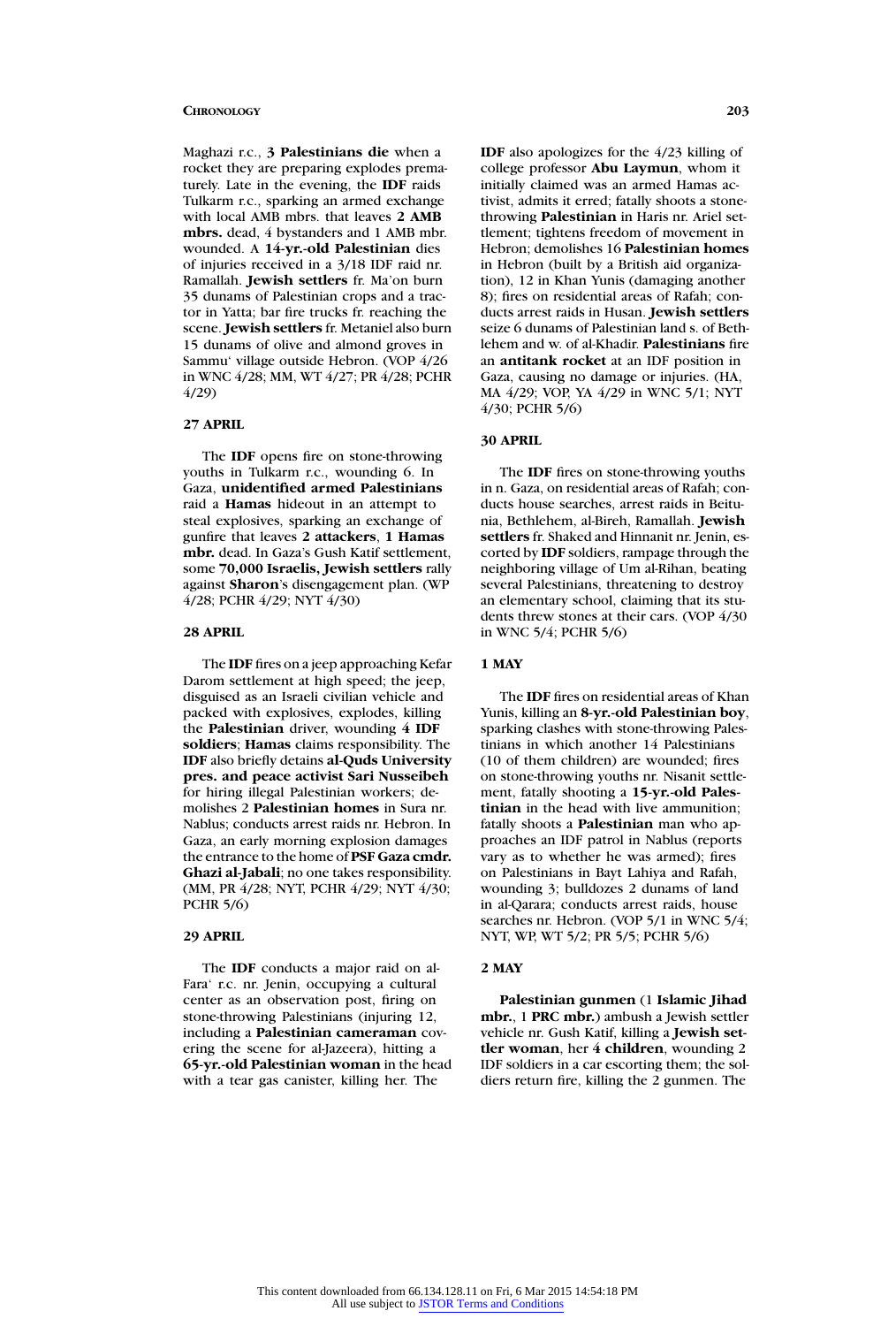Maghazi r.c., **3 Palestinians die** when a rocket they are preparing explodes prematurely. Late in the evening, the **IDF** raids Tulkarm r.c., sparking an armed exchange with local AMB mbrs. that leaves **2 AMB mbrs.** dead, 4 bystanders and 1 AMB mbr. wounded. A **14-yr.-old Palestinian** dies of injuries received in a 3/18 IDF raid nr. Ramallah. **Jewish settlers** fr. Ma'on burn 35 dunams of Palestinian crops and a tractor in Yatta; bar fire trucks fr. reaching the scene. **Jewish settlers** fr. Metaniel also burn 15 dunams of olive and almond groves in Sammu' village outside Hebron. (VOP 4/26 in WNC 4/28; MM, WT 4/27; PR 4/28; PCHR 4/29)

### 27 APRIL

The **IDF** opens fire on stone-throwing youths in Tulkarm r.c., wounding 6. In Gaza, **unidentified armed Palestinians** raid a **Hamas** hideout in an attempt to steal explosives, sparking an exchange of gunfire that leaves **2 attackers**, **1 Hamas mbr.** dead. In Gaza's Gush Katif settlement, some **70,000 Israelis, Jewish settlers** rally against **Sharon**'s disengagement plan. (WP 4/28; PCHR 4/29; NYT 4/30)

### 28 APRIL

The **IDF** fires on a jeep approaching Kefar Darom settlement at high speed; the jeep, disguised as an Israeli civilian vehicle and packed with explosives, explodes, killing the **Palestinian** driver, wounding **4 IDF soldiers**; **Hamas** claims responsibility. The **IDF** also briefly detains **al-Quds University pres. and peace activist Sari Nusseibeh** for hiring illegal Palestinian workers; demolishes 2 **Palestinian homes** in Sura nr. Nablus; conducts arrest raids nr. Hebron. In Gaza, an early morning explosion damages the entrance to the home of **PSF Gaza cmdr. Ghazi al-Jabali**; no one takes responsibility. (MM, PR 4/28; NYT, PCHR 4/29; NYT 4/30; PCHR 5/6)

### 29 APRIL

The **IDF** conducts a major raid on al-Fara' r.c. nr. Jenin, occupying a cultural center as an observation post, firing on stone-throwing Palestinians (injuring 12, including a **Palestinian cameraman** covering the scene for al-Jazeera), hitting a **65-yr.-old Palestinian woman** in the head with a tear gas canister, killing her. The **IDF** also apologizes for the 4/23 killing of college professor **Abu Laymun**, whom it initially claimed was an armed Hamas activist, admits it erred; fatally shoots a stone-throwing **Palestinian** in Haris nr. Ariel settlement; tightens freedom of movement in Hebron; demolishes 16 **Palestinian homes** in Hebron (built by a British aid organization), 12 in Khan Yunis (damaging another 8); fires on residential areas of Rafah; conducts arrest raids in Husan. **Jewish settlers** seize 6 dunams of Palestinian land s. of Bethlehem and w. of al-Khadir. **Palestinians** fire an **antitank rocket** at an IDF position in Gaza, causing no damage or injuries. (HA, MA 4/29; VOP, YA 4/29 in WNC 5/1; NYT 4/30; PCHR 5/6)

### 30 APRIL

The **IDF** fires on stone-throwing youths in n. Gaza, on residential areas of Rafah; conducts house searches, arrest raids in Beitunia, Bethlehem, al-Bireh, Ramallah. **Jewish settlers** fr. Shaked and Hinnanit nr. Jenin, escorted by **IDF** soldiers, rampage through the neighboring village of Um al-Rihan, beating several Palestinians, threatening to destroy an elementary school, claiming that its students threw stones at their cars. (VOP 4/30 in WNC 5/4; PCHR 5/6)

### 1 MAY

The **IDF** fires on residential areas of Khan Yunis, killing an **8-yr.-old Palestinian boy**, sparking clashes with stone-throwing Palestinians in which another 14 Palestinians (10 of them children) are wounded; fires on stone-throwing youths nr. Nisanit settlement, fatally shooting a **15-yr.-old Palestinian** in the head with live ammunition; fatally shoots a **Palestinian** man who approaches an IDF patrol in Nablus (reports vary as to whether he was armed); fires on Palestinians in Bayt Lahiya and Rafah, wounding 3; bulldozes 2 dunams of land in al-Qarara; conducts arrest raids, house searches nr. Hebron. (VOP 5/1 in WNC 5/4; NYT, WP, WT 5/2; PR 5/5; PCHR 5/6)

### 2 MAY

**Palestinian gunmen** (1 **Islamic Jihad mbr.**, 1 **PRC mbr.**) ambush a Jewish settler vehicle nr. Gush Katif, killing a **Jewish settler woman**, her **4 children**, wounding 2 IDF soldiers in a car escorting them; the soldiers return fire, killing the 2 gunmen. The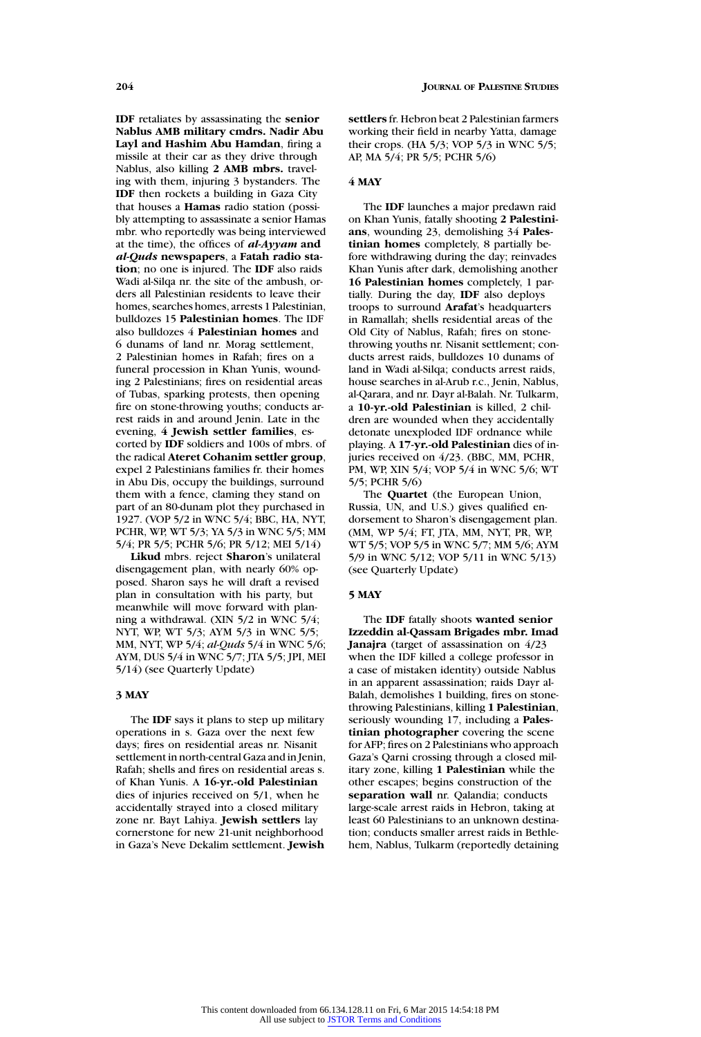**IDF** retaliates by assassinating the **senior Nablus AMB military cmdrs. Nadir Abu Layl and Hashim Abu Hamdan**, firing a missile at their car as they drive through Nablus, also killing **2 AMB mbrs.** traveling with them, injuring 3 bystanders. The **IDF** then rockets a building in Gaza City that houses a **Hamas** radio station (possibly attempting to assassinate a senior Hamas mbr. who reportedly was being interviewed at the time), the offices of ***al-Ayyam*** **and** ***al-Quds*** **newspapers**, a **Fatah radio station**; no one is injured. The **IDF** also raids Wadi al-Silqa nr. the site of the ambush, orders all Palestinian residents to leave their homes, searches homes, arrests 1 Palestinian, bulldozes 15 **Palestinian homes**. The IDF also bulldozes 4 **Palestinian homes** and 6 dunams of land nr. Morag settlement, 2 Palestinian homes in Rafah; fires on a funeral procession in Khan Yunis, wounding 2 Palestinians; fires on residential areas of Tubas, sparking protests, then opening fire on stone-throwing youths; conducts arrest raids in and around Jenin. Late in the evening, **4 Jewish settler families**, escorted by **IDF** soldiers and 100s of mbrs. of the radical **Ateret Cohanim settler group**, expel 2 Palestinians families fr. their homes in Abu Dis, occupy the buildings, surround them with a fence, claming they stand on part of an 80-dunam plot they purchased in 1927. (VOP 5/2 in WNC 5/4; BBC, HA, NYT, PCHR, WP, WT 5/3; YA 5/3 in WNC 5/5; MM 5/4; PR 5/5; PCHR 5/6; PR 5/12; MEI 5/14)

**Likud** mbrs. reject **Sharon**'s unilateral disengagement plan, with nearly 60% opposed. Sharon says he will draft a revised plan in consultation with his party, but meanwhile will move forward with planning a withdrawal. (XIN 5/2 in WNC 5/4; NYT, WP, WT 5/3; AYM 5/3 in WNC 5/5; MM, NYT, WP 5/4; *al-Quds* 5/4 in WNC 5/6; AYM, DUS 5/4 in WNC 5/7; JTA 5/5; JPI, MEI 5/14) (see Quarterly Update)

#### 3 MAY

The **IDF** says it plans to step up military operations in s. Gaza over the next few days; fires on residential areas nr. Nisanit settlement in north-central Gaza and in Jenin, Rafah; shells and fires on residential areas s. of Khan Yunis. A **16-yr.-old Palestinian** dies of injuries received on 5/1, when he accidentally strayed into a closed military zone nr. Bayt Lahiya. **Jewish settlers** lay cornerstone for new 21-unit neighborhood in Gaza's Neve Dekalim settlement. **Jewish settlers** fr. Hebron beat 2 Palestinian farmers working their field in nearby Yatta, damage their crops. (HA 5/3; VOP 5/3 in WNC 5/5; AP, MA 5/4; PR 5/5; PCHR 5/6)

#### 4 MAY

The **IDF** launches a major predawn raid on Khan Yunis, fatally shooting **2 Palestinians**, wounding 23, demolishing 34 **Palestinian homes** completely, 8 partially before withdrawing during the day; reinvades Khan Yunis after dark, demolishing another **16 Palestinian homes** completely, 1 partially. During the day, **IDF** also deploys troops to surround **Arafat**'s headquarters in Ramallah; shells residential areas of the Old City of Nablus, Rafah; fires on stone-throwing youths nr. Nisanit settlement; conducts arrest raids, bulldozes 10 dunams of land in Wadi al-Silqa; conducts arrest raids, house searches in al-Arub r.c., Jenin, Nablus, al-Qarara, and nr. Dayr al-Balah. Nr. Tulkarm, a **10-yr.-old Palestinian** is killed, 2 children are wounded when they accidentally detonate unexploded IDF ordnance while playing. A **17-yr.-old Palestinian** dies of injuries received on 4/23. (BBC, MM, PCHR, PM, WP, XIN 5/4; VOP 5/4 in WNC 5/6; WT 5/5; PCHR 5/6)

The **Quartet** (the European Union, Russia, UN, and U.S.) gives qualified endorsement to Sharon's disengagement plan. (MM, WP 5/4; FT, JTA, MM, NYT, PR, WP, WT 5/5; VOP 5/5 in WNC 5/7; MM 5/6; AYM 5/9 in WNC 5/12; VOP 5/11 in WNC 5/13) (see Quarterly Update)

#### 5 MAY

The **IDF** fatally shoots **wanted senior Izzeddin al-Qassam Brigades mbr. Imad Janajra** (target of assassination on 4/23 when the IDF killed a college professor in a case of mistaken identity) outside Nablus in an apparent assassination; raids Dayr al-Balah, demolishes 1 building, fires on stone-throwing Palestinians, killing **1 Palestinian**, seriously wounding 17, including a **Palestinian photographer** covering the scene for AFP; fires on 2 Palestinians who approach Gaza's Qarni crossing through a closed military zone, killing **1 Palestinian** while the other escapes; begins construction of the **separation wall** nr. Qalandia; conducts large-scale arrest raids in Hebron, taking at least 60 Palestinians to an unknown destination; conducts smaller arrest raids in Bethlehem, Nablus, Tulkarm (reportedly detaining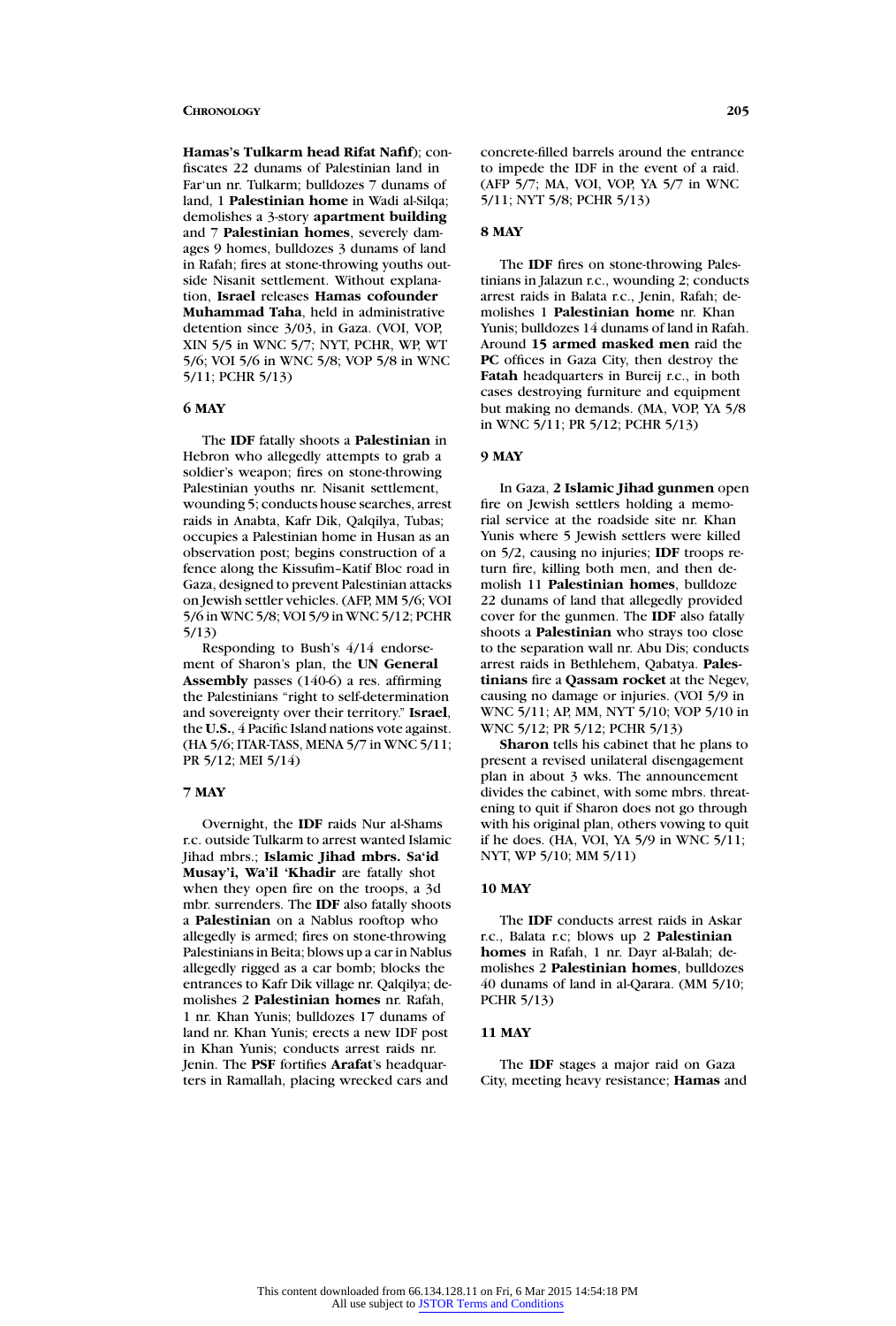**Hamas's Tulkarm head Rifat Nafif**); confiscates 22 dunams of Palestinian land in Far'un nr. Tulkarm; bulldozes 7 dunams of land, 1 **Palestinian home** in Wadi al-Silqa; demolishes a 3-story **apartment building** and 7 **Palestinian homes**, severely damages 9 homes, bulldozes 3 dunams of land in Rafah; fires at stone-throwing youths outside Nisanit settlement. Without explanation, **Israel** releases **Hamas cofounder Muhammad Taha**, held in administrative detention since 3/03, in Gaza. (VOI, VOP, XIN 5/5 in WNC 5/7; NYT, PCHR, WP, WT 5/6; VOI 5/6 in WNC 5/8; VOP 5/8 in WNC 5/11; PCHR 5/13)

### 6 MAY

The **IDF** fatally shoots a **Palestinian** in Hebron who allegedly attempts to grab a soldier's weapon; fires on stone-throwing Palestinian youths nr. Nisanit settlement, wounding 5; conducts house searches, arrest raids in Anabta, Kafr Dik, Qalqilya, Tubas; occupies a Palestinian home in Husan as an observation post; begins construction of a fence along the Kissufim–Katif Bloc road in Gaza, designed to prevent Palestinian attacks on Jewish settler vehicles. (AFP, MM 5/6; VOI 5/6 in WNC 5/8; VOI 5/9 in WNC 5/12; PCHR 5/13)

Responding to Bush's 4/14 endorsement of Sharon's plan, the **UN General Assembly** passes (140-6) a res. affirming the Palestinians "right to self-determination and sovereignty over their territory." **Israel**, the **U.S.**, 4 Pacific Island nations vote against. (HA 5/6; ITAR-TASS, MENA 5/7 in WNC 5/11; PR 5/12; MEI 5/14)

### 7 MAY

Overnight, the **IDF** raids Nur al-Shams r.c. outside Tulkarm to arrest wanted Islamic Jihad mbrs.; **Islamic Jihad mbrs. Sa'id Musay'i, Wa'il 'Khadir** are fatally shot when they open fire on the troops, a 3d mbr. surrenders. The **IDF** also fatally shoots a **Palestinian** on a Nablus rooftop who allegedly is armed; fires on stone-throwing Palestinians in Beita; blows up a car in Nablus allegedly rigged as a car bomb; blocks the entrances to Kafr Dik village nr. Qalqilya; demolishes 2 **Palestinian homes** nr. Rafah, 1 nr. Khan Yunis; bulldozes 17 dunams of land nr. Khan Yunis; erects a new IDF post in Khan Yunis; conducts arrest raids nr. Jenin. The **PSF** fortifies **Arafat**'s headquarters in Ramallah, placing wrecked cars and concrete-filled barrels around the entrance to impede the IDF in the event of a raid. (AFP 5/7; MA, VOI, VOP, YA 5/7 in WNC 5/11; NYT 5/8; PCHR 5/13)

### 8 MAY

The **IDF** fires on stone-throwing Palestinians in Jalazun r.c., wounding 2; conducts arrest raids in Balata r.c., Jenin, Rafah; demolishes 1 **Palestinian home** nr. Khan Yunis; bulldozes 14 dunams of land in Rafah. Around **15 armed masked men** raid the **PC** offices in Gaza City, then destroy the **Fatah** headquarters in Bureij r.c., in both cases destroying furniture and equipment but making no demands. (MA, VOP, YA 5/8 in WNC 5/11; PR 5/12; PCHR 5/13)

### 9 MAY

In Gaza, **2 Islamic Jihad gunmen** open fire on Jewish settlers holding a memorial service at the roadside site nr. Khan Yunis where 5 Jewish settlers were killed on 5/2, causing no injuries; **IDF** troops return fire, killing both men, and then demolish 11 **Palestinian homes**, bulldoze 22 dunams of land that allegedly provided cover for the gunmen. The **IDF** also fatally shoots a **Palestinian** who strays too close to the separation wall nr. Abu Dis; conducts arrest raids in Bethlehem, Qabatya. **Palestinians** fire a **Qassam rocket** at the Negev, causing no damage or injuries. (VOI 5/9 in WNC 5/11; AP, MM, NYT 5/10; VOP 5/10 in WNC 5/12; PR 5/12; PCHR 5/13)

**Sharon** tells his cabinet that he plans to present a revised unilateral disengagement plan in about 3 wks. The announcement divides the cabinet, with some mbrs. threatening to quit if Sharon does not go through with his original plan, others vowing to quit if he does. (HA, VOI, YA 5/9 in WNC 5/11; NYT, WP 5/10; MM 5/11)

### 10 MAY

The **IDF** conducts arrest raids in Askar r.c., Balata r.c; blows up 2 **Palestinian homes** in Rafah, 1 nr. Dayr al-Balah; demolishes 2 **Palestinian homes**, bulldozes 40 dunams of land in al-Qarara. (MM 5/10; PCHR 5/13)

### 11 MAY

The **IDF** stages a major raid on Gaza City, meeting heavy resistance; **Hamas** and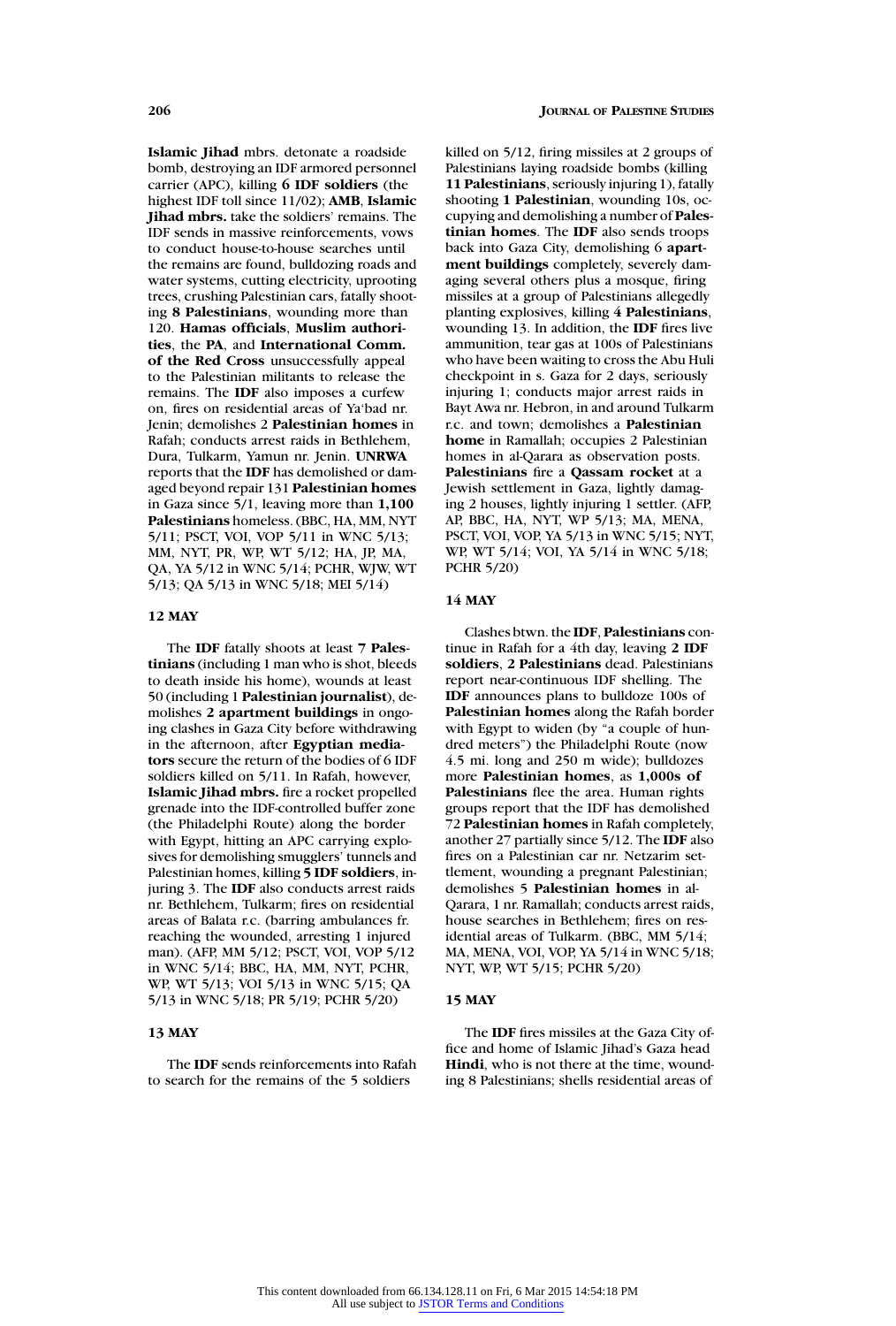**Islamic Jihad** mbrs. detonate a roadside bomb, destroying an IDF armored personnel carrier (APC), killing **6 IDF soldiers** (the highest IDF toll since 11/02); **AMB**, **Islamic Jihad mbrs.** take the soldiers' remains. The IDF sends in massive reinforcements, vows to conduct house-to-house searches until the remains are found, bulldozing roads and water systems, cutting electricity, uprooting trees, crushing Palestinian cars, fatally shooting **8 Palestinians**, wounding more than 120. **Hamas officials**, **Muslim authorities**, the **PA**, and **International Comm. of the Red Cross** unsuccessfully appeal to the Palestinian militants to release the remains. The **IDF** also imposes a curfew on, fires on residential areas of Ya'bad nr. Jenin; demolishes 2 **Palestinian homes** in Rafah; conducts arrest raids in Bethlehem, Dura, Tulkarm, Yamun nr. Jenin. **UNRWA** reports that the **IDF** has demolished or damaged beyond repair 131 **Palestinian homes** in Gaza since 5/1, leaving more than **1,100 Palestinians** homeless. (BBC, HA, MM, NYT 5/11; PSCT, VOI, VOP 5/11 in WNC 5/13; MM, NYT, PR, WP, WT 5/12; HA, JP, MA, QA, YA 5/12 in WNC 5/14; PCHR, WJW, WT 5/13; QA 5/13 in WNC 5/18; MEI 5/14)

### 12 MAY

The **IDF** fatally shoots at least **7 Palestinians** (including 1 man who is shot, bleeds to death inside his home), wounds at least 50 (including 1 **Palestinian journalist**), demolishes **2 apartment buildings** in ongoing clashes in Gaza City before withdrawing in the afternoon, after **Egyptian mediators** secure the return of the bodies of 6 IDF soldiers killed on 5/11. In Rafah, however, **Islamic Jihad mbrs.** fire a rocket propelled grenade into the IDF-controlled buffer zone (the Philadelphi Route) along the border with Egypt, hitting an APC carrying explosives for demolishing smugglers' tunnels and Palestinian homes, killing **5 IDF soldiers**, injuring 3. The **IDF** also conducts arrest raids nr. Bethlehem, Tulkarm; fires on residential areas of Balata r.c. (barring ambulances fr. reaching the wounded, arresting 1 injured man). (AFP, MM 5/12; PSCT, VOI, VOP 5/12 in WNC 5/14; BBC, HA, MM, NYT, PCHR, WP, WT 5/13; VOI 5/13 in WNC 5/15; QA 5/13 in WNC 5/18; PR 5/19; PCHR 5/20)

### 13 MAY

The **IDF** sends reinforcements into Rafah to search for the remains of the 5 soldiers killed on 5/12, firing missiles at 2 groups of Palestinians laying roadside bombs (killing **11 Palestinians**, seriously injuring 1), fatally shooting **1 Palestinian**, wounding 10s, occupying and demolishing a number of **Palestinian homes**. The **IDF** also sends troops back into Gaza City, demolishing 6 **apartment buildings** completely, severely damaging several others plus a mosque, firing missiles at a group of Palestinians allegedly planting explosives, killing **4 Palestinians**, wounding 13. In addition, the **IDF** fires live ammunition, tear gas at 100s of Palestinians who have been waiting to cross the Abu Huli checkpoint in s. Gaza for 2 days, seriously injuring 1; conducts major arrest raids in Bayt Awa nr. Hebron, in and around Tulkarm r.c. and town; demolishes a **Palestinian home** in Ramallah; occupies 2 Palestinian homes in al-Qarara as observation posts. **Palestinians** fire a **Qassam rocket** at a Jewish settlement in Gaza, lightly damaging 2 houses, lightly injuring 1 settler. (AFP, AP, BBC, HA, NYT, WP 5/13; MA, MENA, PSCT, VOI, VOP, YA 5/13 in WNC 5/15; NYT, WP, WT 5/14; VOI, YA 5/14 in WNC 5/18; PCHR 5/20)

### 14 MAY

Clashes btwn. the **IDF**, **Palestinians** continue in Rafah for a 4th day, leaving **2 IDF soldiers**, **2 Palestinians** dead. Palestinians report near-continuous IDF shelling. The **IDF** announces plans to bulldoze 100s of **Palestinian homes** along the Rafah border with Egypt to widen (by "a couple of hundred meters") the Philadelphi Route (now 4.5 mi. long and 250 m wide); bulldozes more **Palestinian homes**, as **1,000s of Palestinians** flee the area. Human rights groups report that the IDF has demolished 72 **Palestinian homes** in Rafah completely, another 27 partially since 5/12. The **IDF** also fires on a Palestinian car nr. Netzarim settlement, wounding a pregnant Palestinian; demolishes 5 **Palestinian homes** in al-Qarara, 1 nr. Ramallah; conducts arrest raids, house searches in Bethlehem; fires on residential areas of Tulkarm. (BBC, MM 5/14; MA, MENA, VOI, VOP, YA 5/14 in WNC 5/18; NYT, WP, WT 5/15; PCHR 5/20)

### 15 MAY

The **IDF** fires missiles at the Gaza City office and home of Islamic Jihad's Gaza head **Hindi**, who is not there at the time, wounding 8 Palestinians; shells residential areas of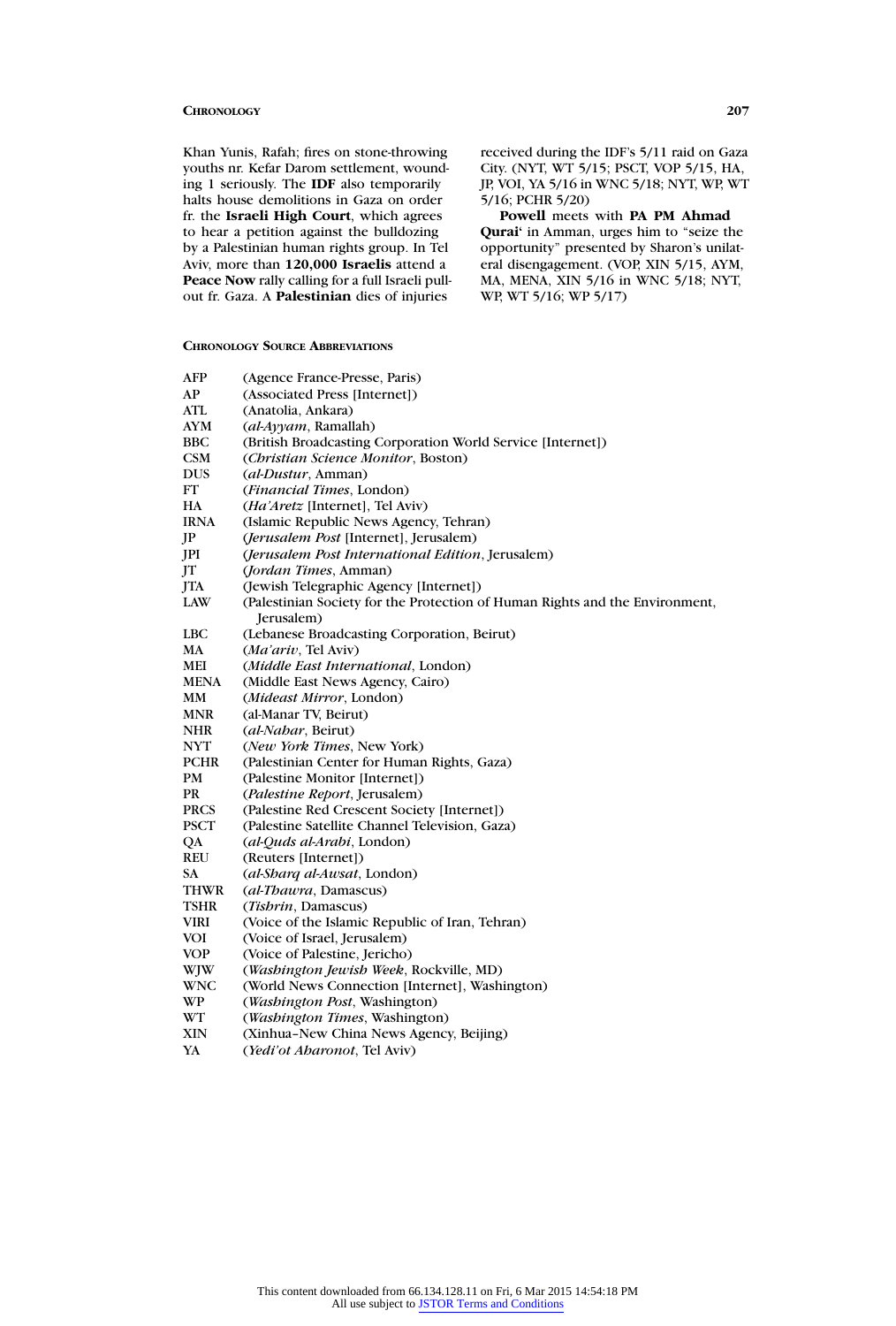Khan Yunis, Rafah; fires on stone-throwing youths nr. Kefar Darom settlement, wounding 1 seriously. The **IDF** also temporarily halts house demolitions in Gaza on order fr. the **Israeli High Court**, which agrees to hear a petition against the bulldozing by a Palestinian human rights group. In Tel Aviv, more than **120,000 Israelis** attend a **Peace Now** rally calling for a full Israeli pullout fr. Gaza. A **Palestinian** dies of injuries received during the IDF's 5/11 raid on Gaza City. (NYT, WT 5/15; PSCT, VOP 5/15, HA, JP, VOI, YA 5/16 in WNC 5/18; NYT, WP, WT 5/16; PCHR 5/20)

**Powell** meets with **PA PM Ahmad Qurai'** in Amman, urges him to "seize the opportunity" presented by Sharon's unilateral disengagement. (VOP, XIN 5/15, AYM, MA, MENA, XIN 5/16 in WNC 5/18; NYT, WP, WT 5/16; WP 5/17)

### Chronology Source Abbreviations

| | |
|---|---|
| AFP | (Agence France-Presse, Paris) |
| AP | (Associated Press [Internet]) |
| ATL | (Anatolia, Ankara) |
| AYM | (*al-Ayyam*, Ramallah) |
| BBC | (British Broadcasting Corporation World Service [Internet]) |
| CSM | (*Christian Science Monitor*, Boston) |
| DUS | (*al-Dustur*, Amman) |
| FT | (*Financial Times*, London) |
| HA | (*Ha'Aretz* [Internet], Tel Aviv) |
| IRNA | (Islamic Republic News Agency, Tehran) |
| JP | (*Jerusalem Post* [Internet], Jerusalem) |
| JPI | (*Jerusalem Post International Edition*, Jerusalem) |
| JT | (*Jordan Times*, Amman) |
| JTA | (Jewish Telegraphic Agency [Internet]) |
| LAW | (Palestinian Society for the Protection of Human Rights and the Environment, Jerusalem) |
| LBC | (Lebanese Broadcasting Corporation, Beirut) |
| MA | (*Ma'ariv*, Tel Aviv) |
| MEI | (*Middle East International*, London) |
| MENA | (Middle East News Agency, Cairo) |
| MM | (*Mideast Mirror*, London) |
| MNR | (al-Manar TV, Beirut) |
| NHR | (*al-Nahar*, Beirut) |
| NYT | (*New York Times*, New York) |
| PCHR | (Palestinian Center for Human Rights, Gaza) |
| PM | (Palestine Monitor [Internet]) |
| PR | (*Palestine Report*, Jerusalem) |
| PRCS | (Palestine Red Crescent Society [Internet]) |
| PSCT | (Palestine Satellite Channel Television, Gaza) |
| QA | (*al-Quds al-Arabi*, London) |
| REU | (Reuters [Internet]) |
| SA | (*al-Sharq al-Awsat*, London) |
| THWR | (*al-Thawra*, Damascus) |
| TSHR | (*Tishrin*, Damascus) |
| VIRI | (Voice of the Islamic Republic of Iran, Tehran) |
| VOI | (Voice of Israel, Jerusalem) |
| VOP | (Voice of Palestine, Jericho) |
| WJW | (*Washington Jewish Week*, Rockville, MD) |
| WNC | (World News Connection [Internet], Washington) |
| WP | (*Washington Post*, Washington) |
| WT | (*Washington Times*, Washington) |
| XIN | (Xinhua–New China News Agency, Beijing) |
| YA | (*Yedi'ot Aharonot*, Tel Aviv) |